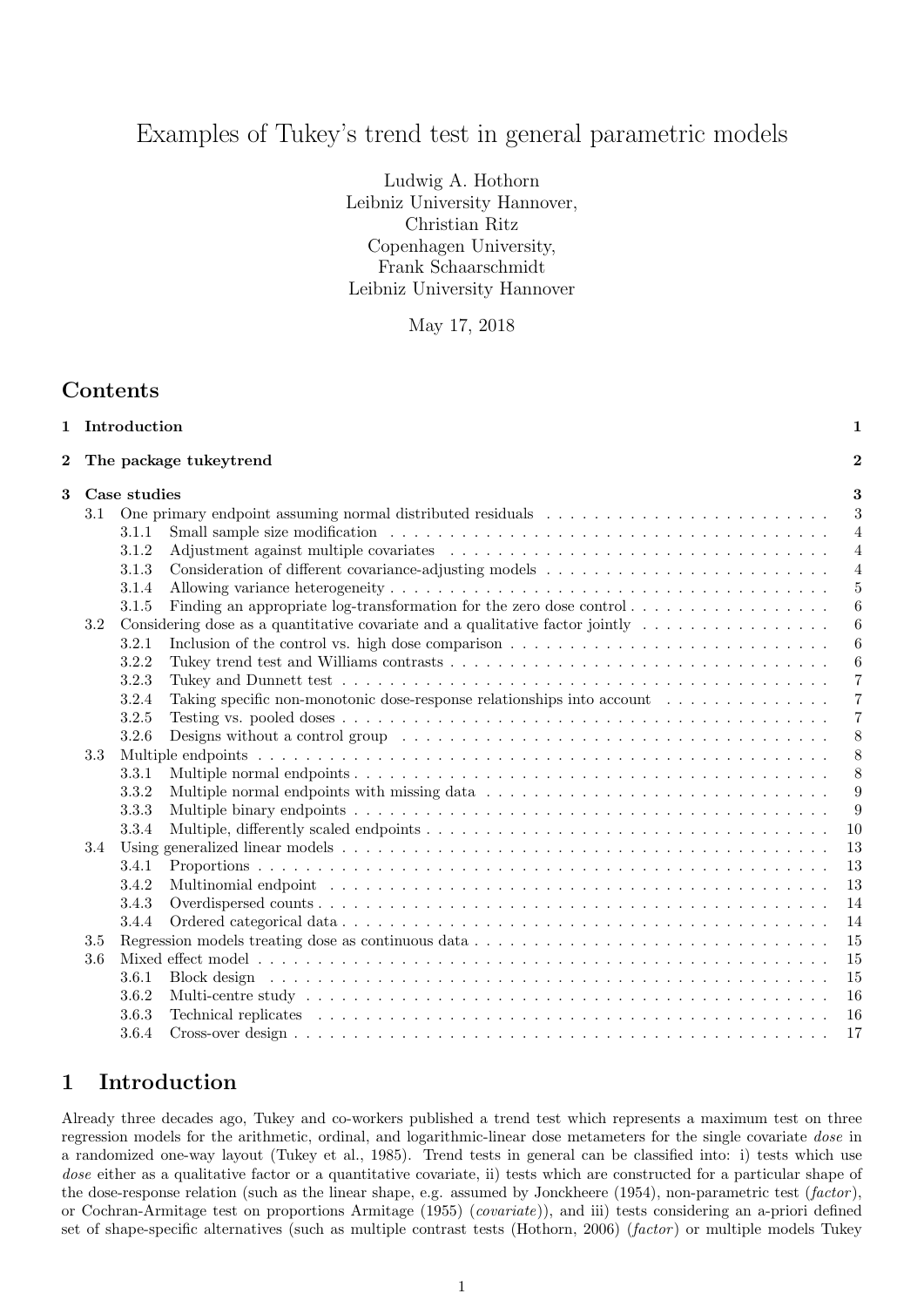# Examples of Tukey's trend test in general parametric models

Ludwig A. Hothorn
Leibniz University Hannover,
Christian Ritz
Copenhagen University,
Frank Schaarschmidt
Leibniz University Hannover

May 17, 2018

## Contents

- 1 Introduction — 1
- 2 The package tukeytrend — 2
- 3 Case studies — 3
  - 3.1 One primary endpoint assuming normal distributed residuals — 3
    - 3.1.1 Small sample size modification — 4
    - 3.1.2 Adjustment against multiple covariates — 4
    - 3.1.3 Consideration of different covariance-adjusting models — 4
    - 3.1.4 Allowing variance heterogeneity — 5
    - 3.1.5 Finding an appropriate log-transformation for the zero dose control — 6
  - 3.2 Considering dose as a quantitative covariate and a qualitative factor jointly — 6
    - 3.2.1 Inclusion of the control vs. high dose comparison — 6
    - 3.2.2 Tukey trend test and Williams contrasts — 6
    - 3.2.3 Tukey and Dunnett test — 7
    - 3.2.4 Taking specific non-monotonic dose-response relationships into account — 7
    - 3.2.5 Testing vs. pooled doses — 7
    - 3.2.6 Designs without a control group — 8
  - 3.3 Multiple endpoints — 8
    - 3.3.1 Multiple normal endpoints — 8
    - 3.3.2 Multiple normal endpoints with missing data — 9
    - 3.3.3 Multiple binary endpoints — 9
    - 3.3.4 Multiple, differently scaled endpoints — 10
  - 3.4 Using generalized linear models — 13
    - 3.4.1 Proportions — 13
    - 3.4.2 Multinomial endpoint — 13
    - 3.4.3 Overdispersed counts — 14
    - 3.4.4 Ordered categorical data — 14
  - 3.5 Regression models treating dose as continuous data — 15
  - 3.6 Mixed effect model — 15
    - 3.6.1 Block design — 15
    - 3.6.2 Multi-centre study — 16
    - 3.6.3 Technical replicates — 16
    - 3.6.4 Cross-over design — 17

## 1 Introduction

Already three decades ago, Tukey and co-workers published a trend test which represents a maximum test on three regression models for the arithmetic, ordinal, and logarithmic-linear dose metameters for the single covariate *dose* in a randomized one-way layout (Tukey et al., 1985). Trend tests in general can be classified into: i) tests which use *dose* either as a qualitative factor or a quantitative covariate, ii) tests which are constructed for a particular shape of the dose-response relation (such as the linear shape, e.g. assumed by Jonckheere (1954), non-parametric test (*factor*), or Cochran-Armitage test on proportions Armitage (1955) (*covariate*)), and iii) tests considering an a-priori defined set of shape-specific alternatives (such as multiple contrast tests (Hothorn, 2006) (*factor*) or multiple models Tukey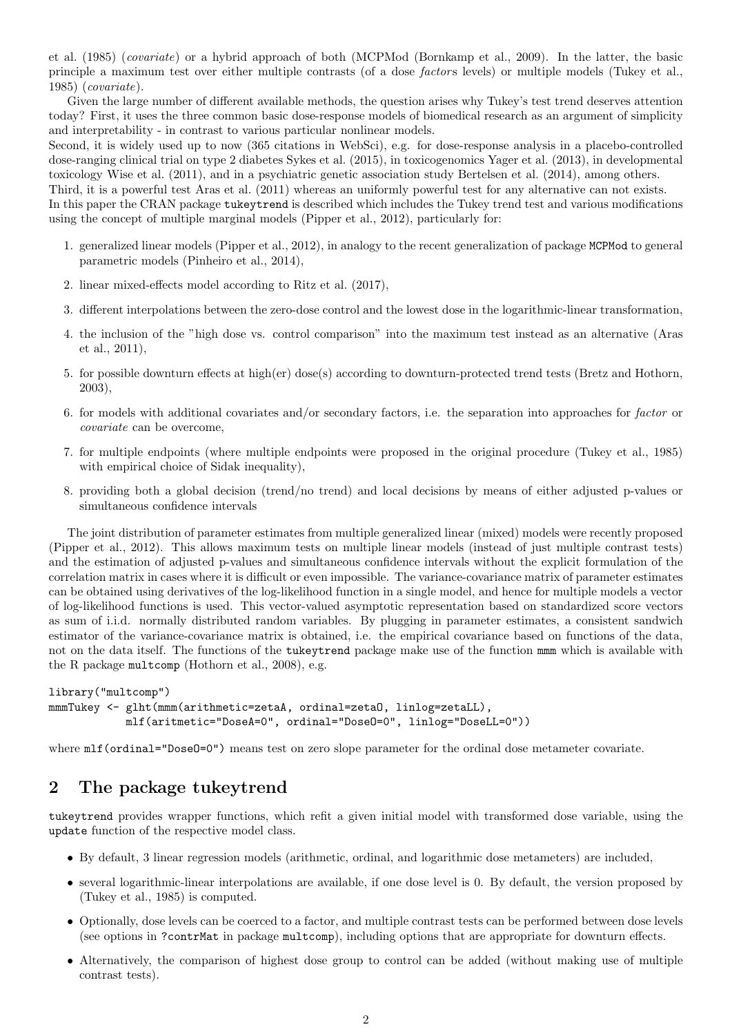et al. (1985) (*covariate*) or a hybrid approach of both (MCPMod (Bornkamp et al., 2009). In the latter, the basic principle a maximum test over either multiple contrasts (of a dose *factor*s levels) or multiple models (Tukey et al., 1985) (*covariate*).

Given the large number of different available methods, the question arises why Tukey's test trend deserves attention today? First, it uses the three common basic dose-response models of biomedical research as an argument of simplicity and interpretability - in contrast to various particular nonlinear models.
Second, it is widely used up to now (365 citations in WebSci), e.g. for dose-response analysis in a placebo-controlled dose-ranging clinical trial on type 2 diabetes Sykes et al. (2015), in toxicogenomics Yager et al. (2013), in developmental toxicology Wise et al. (2011), and in a psychiatric genetic association study Bertelsen et al. (2014), among others.
Third, it is a powerful test Aras et al. (2011) whereas an uniformly powerful test for any alternative can not exists.
In this paper the CRAN package `tukeytrend` is described which includes the Tukey trend test and various modifications using the concept of multiple marginal models (Pipper et al., 2012), particularly for:

1. generalized linear models (Pipper et al., 2012), in analogy to the recent generalization of package `MCPMod` to general parametric models (Pinheiro et al., 2014),
2. linear mixed-effects model according to Ritz et al. (2017),
3. different interpolations between the zero-dose control and the lowest dose in the logarithmic-linear transformation,
4. the inclusion of the "high dose vs. control comparison" into the maximum test instead as an alternative (Aras et al., 2011),
5. for possible downturn effects at high(er) dose(s) according to downturn-protected trend tests (Bretz and Hothorn, 2003),
6. for models with additional covariates and/or secondary factors, i.e. the separation into approaches for *factor* or *covariate* can be overcome,
7. for multiple endpoints (where multiple endpoints were proposed in the original procedure (Tukey et al., 1985) with empirical choice of Sidak inequality),
8. providing both a global decision (trend/no trend) and local decisions by means of either adjusted p-values or simultaneous confidence intervals

The joint distribution of parameter estimates from multiple generalized linear (mixed) models were recently proposed (Pipper et al., 2012). This allows maximum tests on multiple linear models (instead of just multiple contrast tests) and the estimation of adjusted p-values and simultaneous confidence intervals without the explicit formulation of the correlation matrix in cases where it is difficult or even impossible. The variance-covariance matrix of parameter estimates can be obtained using derivatives of the log-likelihood function in a single model, and hence for multiple models a vector of log-likelihood functions is used. This vector-valued asymptotic representation based on standardized score vectors as sum of i.i.d. normally distributed random variables. By plugging in parameter estimates, a consistent sandwich estimator of the variance-covariance matrix is obtained, i.e. the empirical covariance based on functions of the data, not on the data itself. The functions of the `tukeytrend` package make use of the function `mmm` which is available with the R package `multcomp` (Hothorn et al., 2008), e.g.

```
library("multcomp")
mmmTukey <- glht(mmm(arithmetic=zetaA, ordinal=zetaO, linlog=zetaLL),
            mlf(aritmetic="DoseA=0", ordinal="DoseO=0", linlog="DoseLL=0"))
```

where `mlf(ordinal="DoseO=0")` means test on zero slope parameter for the ordinal dose metameter covariate.

## 2 The package tukeytrend

`tukeytrend` provides wrapper functions, which refit a given initial model with transformed dose variable, using the `update` function of the respective model class.

- By default, 3 linear regression models (arithmetic, ordinal, and logarithmic dose metameters) are included,
- several logarithmic-linear interpolations are available, if one dose level is 0. By default, the version proposed by (Tukey et al., 1985) is computed.
- Optionally, dose levels can be coerced to a factor, and multiple contrast tests can be performed between dose levels (see options in `?contrMat` in package `multcomp`), including options that are appropriate for downturn effects.
- Alternatively, the comparison of highest dose group to control can be added (without making use of multiple contrast tests).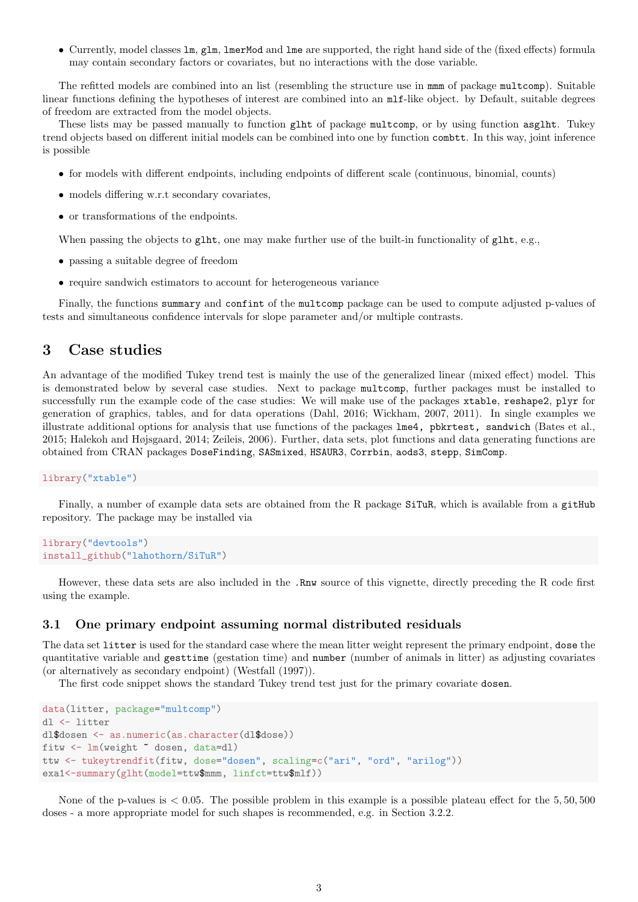- Currently, model classes `lm`, `glm`, `lmerMod` and `lme` are supported, the right hand side of the (fixed effects) formula may contain secondary factors or covariates, but no interactions with the dose variable.

The refitted models are combined into an list (resembling the structure use in `mmm` of package `multcomp`). Suitable linear functions defining the hypotheses of interest are combined into an `mlf`-like object. by Default, suitable degrees of freedom are extracted from the model objects.

These lists may be passed manually to function `glht` of package `multcomp`, or by using function `asglht`. Tukey trend objects based on different initial models can be combined into one by function `combtt`. In this way, joint inference is possible

- for models with different endpoints, including endpoints of different scale (continuous, binomial, counts)
- models differing w.r.t secondary covariates,
- or transformations of the endpoints.

When passing the objects to `glht`, one may make further use of the built-in functionality of `glht`, e.g.,

- passing a suitable degree of freedom
- require sandwich estimators to account for heterogeneous variance

Finally, the functions `summary` and `confint` of the `multcomp` package can be used to compute adjusted p-values of tests and simultaneous confidence intervals for slope parameter and/or multiple contrasts.

## 3 Case studies

An advantage of the modified Tukey trend test is mainly the use of the generalized linear (mixed effect) model. This is demonstrated below by several case studies. Next to package `multcomp`, further packages must be installed to successfully run the example code of the case studies: We will make use of the packages `xtable`, `reshape2`, `plyr` for generation of graphics, tables, and for data operations (Dahl, 2016; Wickham, 2007, 2011). In single examples we illustrate additional options for analysis that use functions of the packages `lme4, pbkrtest, sandwich` (Bates et al., 2015; Halekoh and Højsgaard, 2014; Zeileis, 2006). Further, data sets, plot functions and data generating functions are obtained from CRAN packages `DoseFinding`, `SASmixed`, `HSAUR3`, `Corrbin`, `aods3`, `stepp`, `SimComp`.

```
library("xtable")
```

Finally, a number of example data sets are obtained from the R package `SiTuR`, which is available from a `gitHub` repository. The package may be installed via

```
library("devtools")
install_github("lahothorn/SiTuR")
```

However, these data sets are also included in the `.Rnw` source of this vignette, directly preceding the R code first using the example.

### 3.1 One primary endpoint assuming normal distributed residuals

The data set `litter` is used for the standard case where the mean litter weight represent the primary endpoint, `dose` the quantitative variable and `gesttime` (gestation time) and `number` (number of animals in litter) as adjusting covariates (or alternatively as secondary endpoint) (Westfall (1997)).

The first code snippet shows the standard Tukey trend test just for the primary covariate `dosen`.

```
data(litter, package="multcomp")
dl <- litter
dl$dosen <- as.numeric(as.character(dl$dose))
fitw <- lm(weight ~ dosen, data=dl)
ttw <- tukeytrendfit(fitw, dose="dosen", scaling=c("ari", "ord", "arilog"))
exa1<-summary(glht(model=ttw$mmm, linfct=ttw$mlf))
```

None of the p-values is $< 0.05$. The possible problem in this example is a possible plateau effect for the $5, 50, 500$ doses - a more appropriate model for such shapes is recommended, e.g. in Section 3.2.2.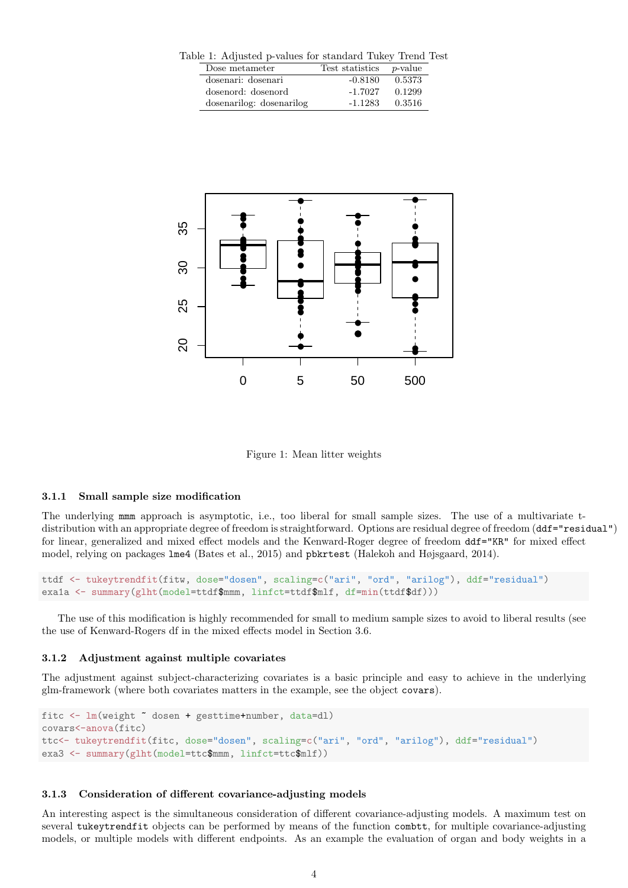Table 1: Adjusted p-values for standard Tukey Trend Test

| Dose metameter | Test statistics | *p*-value |
|---|---|---|
| dosenari: dosenari | -0.8180 | 0.5373 |
| dosenord: dosenord | -1.7027 | 0.1299 |
| dosenarilog: dosenarilog | -1.1283 | 0.3516 |

Figure 1: Mean litter weights

### 3.1.1 Small sample size modification

The underlying `mmm` approach is asymptotic, i.e., too liberal for small sample sizes. The use of a multivariate t-distribution with an appropriate degree of freedom is straightforward. Options are residual degree of freedom (`ddf="residual"`) for linear, generalized and mixed effect models and the Kenward-Roger degree of freedom `ddf="KR"` for mixed effect model, relying on packages `lme4` (Bates et al., 2015) and `pbkrtest` (Halekoh and Højsgaard, 2014).

```
ttdf <- tukeytrendfit(fitw, dose="dosen", scaling=c("ari", "ord", "arilog"), ddf="residual")
exa1a <- summary(glht(model=ttdf$mmm, linfct=ttdf$mlf, df=min(ttdf$df)))
```

The use of this modification is highly recommended for small to medium sample sizes to avoid to liberal results (see the use of Kenward-Rogers df in the mixed effects model in Section 3.6.

### 3.1.2 Adjustment against multiple covariates

The adjustment against subject-characterizing covariates is a basic principle and easy to achieve in the underlying glm-framework (where both covariates matters in the example, see the object `covars`).

```
fitc <- lm(weight ~ dosen + gesttime+number, data=dl)
covars<-anova(fitc)
ttc<- tukeytrendfit(fitc, dose="dosen", scaling=c("ari", "ord", "arilog"), ddf="residual")
exa3 <- summary(glht(model=ttc$mmm, linfct=ttc$mlf))
```

### 3.1.3 Consideration of different covariance-adjusting models

An interesting aspect is the simultaneous consideration of different covariance-adjusting models. A maximum test on several `tukeytrendfit` objects can be performed by means of the function `combtt`, for multiple covariance-adjusting models, or multiple models with different endpoints. As an example the evaluation of organ and body weights in a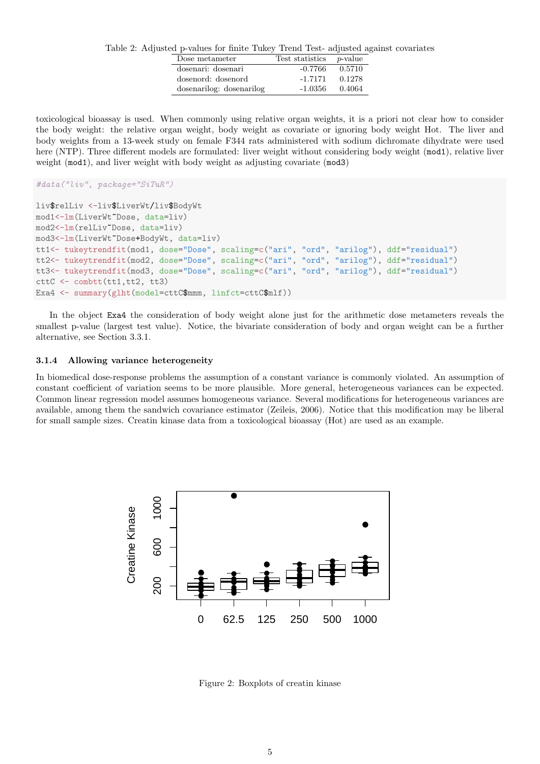Table 2: Adjusted p-values for finite Tukey Trend Test- adjusted against covariates

| Dose metameter | Test statistics | *p*-value |
|---|---|---|
| dosenari: dosenari | -0.7766 | 0.5710 |
| dosenord: dosenord | -1.7171 | 0.1278 |
| dosenarilog: dosenarilog | -1.0356 | 0.4064 |

toxicological bioassay is used. When commonly using relative organ weights, it is a priori not clear how to consider the body weight: the relative organ weight, body weight as covariate or ignoring body weight Hot. The liver and body weights from a 13-week study on female F344 rats administered with sodium dichromate dihydrate were used here (NTP). Three different models are formulated: liver weight without considering body weight (`mod1`), relative liver weight (`mod1`), and liver weight with body weight as adjusting covariate (`mod3`)

```
#data("liv", package="SiTuR")

liv$relLiv <-liv$LiverWt/liv$BodyWt
mod1<-lm(LiverWt~Dose, data=liv)
mod2<-lm(relLiv~Dose, data=liv)
mod3<-lm(LiverWt~Dose+BodyWt, data=liv)
tt1<- tukeytrendfit(mod1, dose="Dose", scaling=c("ari", "ord", "arilog"), ddf="residual")
tt2<- tukeytrendfit(mod2, dose="Dose", scaling=c("ari", "ord", "arilog"), ddf="residual")
tt3<- tukeytrendfit(mod3, dose="Dose", scaling=c("ari", "ord", "arilog"), ddf="residual")
cttC <- combtt(tt1,tt2, tt3)
Exa4 <- summary(glht(model=cttC$mmm, linfct=cttC$mlf))
```

In the object `Exa4` the consideration of body weight alone just for the arithmetic dose metameters reveals the smallest p-value (largest test value). Notice, the bivariate consideration of body and organ weight can be a further alternative, see Section 3.3.1.

#### 3.1.4 Allowing variance heterogeneity

In biomedical dose-response problems the assumption of a constant variance is commonly violated. An assumption of constant coefficient of variation seems to be more plausible. More general, heterogeneous variances can be expected. Common linear regression model assumes homogeneous variance. Several modifications for heterogeneous variances are available, among them the sandwich covariance estimator (Zeileis, 2006). Notice that this modification may be liberal for small sample sizes. Creatin kinase data from a toxicological bioassay (Hot) are used as an example.

Figure 2: Boxplots of creatin kinase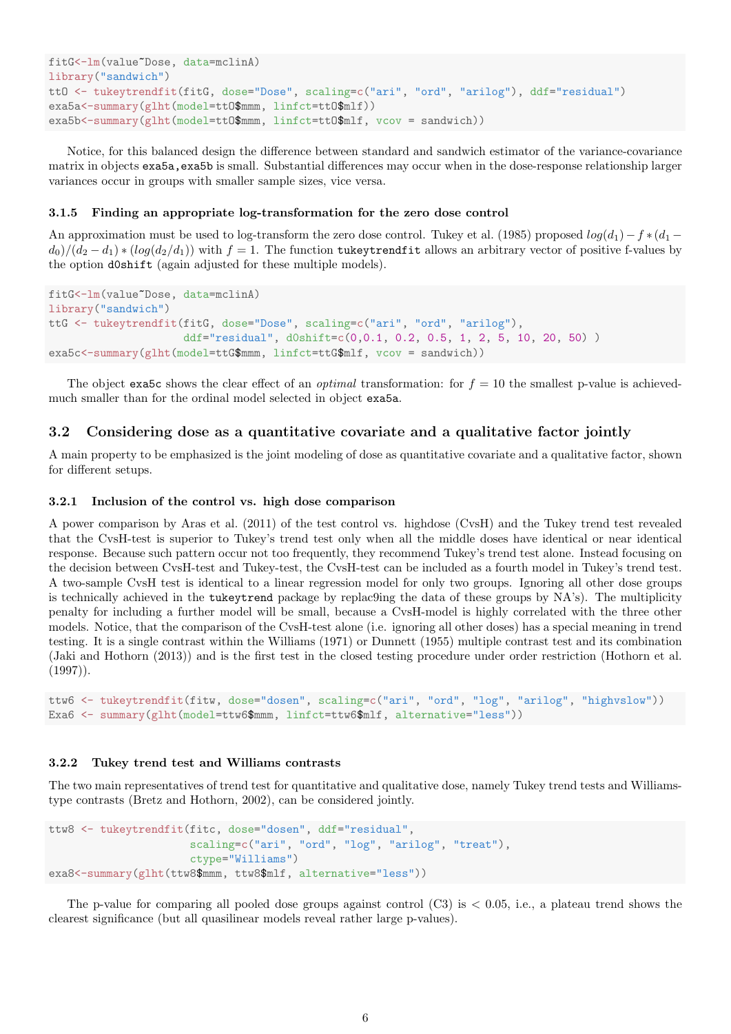```
fitG<-lm(value~Dose, data=mclinA)
library("sandwich")
tt0 <- tukeytrendfit(fitG, dose="Dose", scaling=c("ari", "ord", "arilog"), ddf="residual")
exa5a<-summary(glht(model=tt0$mmm, linfct=tt0$mlf))
exa5b<-summary(glht(model=tt0$mmm, linfct=tt0$mlf, vcov = sandwich))
```

Notice, for this balanced design the difference between standard and sandwich estimator of the variance-covariance matrix in objects `exa5a,exa5b` is small. Substantial differences may occur when in the dose-response relationship larger variances occur in groups with smaller sample sizes, vice versa.

#### 3.1.5 Finding an appropriate log-transformation for the zero dose control

An approximation must be used to log-transform the zero dose control. Tukey et al. (1985) proposed $log(d_1) - f * (d_1 - d_0)/(d_2 - d_1) * (log(d_2/d_1))$ with $f = 1$. The function `tukeytrendfit` allows an arbitrary vector of positive f-values by the option `d0shift` (again adjusted for these multiple models).

```
fitG<-lm(value~Dose, data=mclinA)
library("sandwich")
ttG <- tukeytrendfit(fitG, dose="Dose", scaling=c("ari", "ord", "arilog"),
                     ddf="residual", d0shift=c(0,0.1, 0.2, 0.5, 1, 2, 5, 10, 20, 50) )
exa5c<-summary(glht(model=ttG$mmm, linfct=ttG$mlf, vcov = sandwich))
```

The object `exa5c` shows the clear effect of an *optimal* transformation: for $f = 10$ the smallest p-value is achieved- much smaller than for the ordinal model selected in object `exa5a`.

### 3.2 Considering dose as a quantitative covariate and a qualitative factor jointly

A main property to be emphasized is the joint modeling of dose as quantitative covariate and a qualitative factor, shown for different setups.

#### 3.2.1 Inclusion of the control vs. high dose comparison

A power comparison by Aras et al. (2011) of the test control vs. highdose (CvsH) and the Tukey trend test revealed that the CvsH-test is superior to Tukey's trend test only when all the middle doses have identical or near identical response. Because such pattern occur not too frequently, they recommend Tukey's trend test alone. Instead focusing on the decision between CvsH-test and Tukey-test, the CvsH-test can be included as a fourth model in Tukey's trend test. A two-sample CvsH test is identical to a linear regression model for only two groups. Ignoring all other dose groups is technically achieved in the `tukeytrend` package by replac9ing the data of these groups by NA's). The multiplicity penalty for including a further model will be small, because a CvsH-model is highly correlated with the three other models. Notice, that the comparison of the CvsH-test alone (i.e. ignoring all other doses) has a special meaning in trend testing. It is a single contrast within the Williams (1971) or Dunnett (1955) multiple contrast test and its combination (Jaki and Hothorn (2013)) and is the first test in the closed testing procedure under order restriction (Hothorn et al. (1997)).

```
ttw6 <- tukeytrendfit(fitw, dose="dosen", scaling=c("ari", "ord", "log", "arilog", "highvslow"))
Exa6 <- summary(glht(model=ttw6$mmm, linfct=ttw6$mlf, alternative="less"))
```

#### 3.2.2 Tukey trend test and Williams contrasts

The two main representatives of trend test for quantitative and qualitative dose, namely Tukey trend tests and Williams-type contrasts (Bretz and Hothorn, 2002), can be considered jointly.

```
ttw8 <- tukeytrendfit(fitc, dose="dosen", ddf="residual",
                      scaling=c("ari", "ord", "log", "arilog", "treat"),
                      ctype="Williams")
exa8<-summary(glht(ttw8$mmm, ttw8$mlf, alternative="less"))
```

The p-value for comparing all pooled dose groups against control (C3) is $< 0.05$, i.e., a plateau trend shows the clearest significance (but all quasilinear models reveal rather large p-values).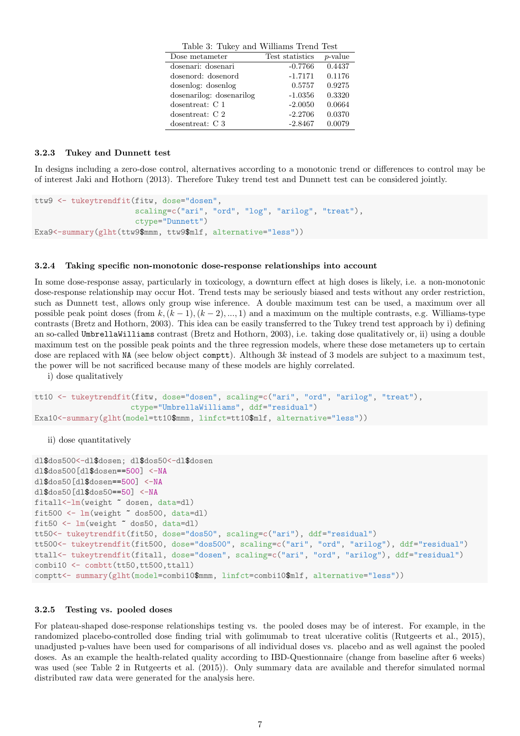Table 3: Tukey and Williams Trend Test

| Dose metameter | Test statistics | $p$-value |
|---|---|---|
| dosenari: dosenari | -0.7766 | 0.4437 |
| dosenord: dosenord | -1.7171 | 0.1176 |
| dosenlog: dosenlog | 0.5757 | 0.9275 |
| dosenarilog: dosenarilog | -1.0356 | 0.3320 |
| dosentreat: C 1 | -2.0050 | 0.0664 |
| dosentreat: C 2 | -2.2706 | 0.0370 |
| dosentreat: C 3 | -2.8467 | 0.0079 |

#### 3.2.3 Tukey and Dunnett test

In designs including a zero-dose control, alternatives according to a monotonic trend or differences to control may be of interest Jaki and Hothorn (2013). Therefore Tukey trend test and Dunnett test can be considered jointly.

```
ttw9 <- tukeytrendfit(fitw, dose="dosen",
                      scaling=c("ari", "ord", "log", "arilog", "treat"),
                      ctype="Dunnett")
Exa9<-summary(glht(ttw9$mmm, ttw9$mlf, alternative="less"))
```

#### 3.2.4 Taking specific non-monotonic dose-response relationships into account

In some dose-response assay, particularly in toxicology, a downturn effect at high doses is likely, i.e. a non-monotonic dose-response relationship may occur Hot. Trend tests may be seriously biased and tests without any order restriction, such as Dunnett test, allows only group wise inference. A double maximum test can be used, a maximum over all possible peak point doses (from $k, (k-1), (k-2), ..., 1$) and a maximum on the multiple contrasts, e.g. Williams-type contrasts (Bretz and Hothorn, 2003). This idea can be easily transferred to the Tukey trend test approach by i) defining an so-called `UmbrellaWilliams` contrast (Bretz and Hothorn, 2003), i.e. taking dose qualitatively or, ii) using a double maximum test on the possible peak points and the three regression models, where these dose metameters up to certain dose are replaced with `NA` (see below object `comptt`). Although $3k$ instead of 3 models are subject to a maximum test, the power will be not sacrificed because many of these models are highly correlated.

i) dose qualitatively

```
tt10 <- tukeytrendfit(fitw, dose="dosen", scaling=c("ari", "ord", "arilog", "treat"),
                     ctype="UmbrellaWilliams", ddf="residual")
Exa10<-summary(glht(model=tt10$mmm, linfct=tt10$mlf, alternative="less"))
```

ii) dose quantitatively

```
dl$dos500<-dl$dosen; dl$dos50<-dl$dosen
dl$dos500[dl$dosen==500] <-NA
dl$dos50[dl$dosen==500] <-NA
dl$dos50[dl$dos50==50] <-NA
fitall<-lm(weight ~ dosen, data=dl)
fit500 <- lm(weight ~ dos500, data=dl)
fit50 <- lm(weight ~ dos50, data=dl)
tt50<- tukeytrendfit(fit50, dose="dos50", scaling=c("ari"), ddf="residual")
tt500<- tukeytrendfit(fit500, dose="dos500", scaling=c("ari", "ord", "arilog"), ddf="residual")
ttall<- tukeytrendfit(fitall, dose="dosen", scaling=c("ari", "ord", "arilog"), ddf="residual")
combi10 <- combtt(tt50,tt500,ttall)
comptt<- summary(glht(model=combi10$mmm, linfct=combi10$mlf, alternative="less"))
```

#### 3.2.5 Testing vs. pooled doses

For plateau-shaped dose-response relationships testing vs. the pooled doses may be of interest. For example, in the randomized placebo-controlled dose finding trial with golimumab to treat ulcerative colitis (Rutgeerts et al., 2015), unadjusted p-values have been used for comparisons of all individual doses vs. placebo and as well against the pooled doses. As an example the health-related quality according to IBD-Questionnaire (change from baseline after 6 weeks) was used (see Table 2 in Rutgeerts et al. (2015)). Only summary data are available and therefor simulated normal distributed raw data were generated for the analysis here.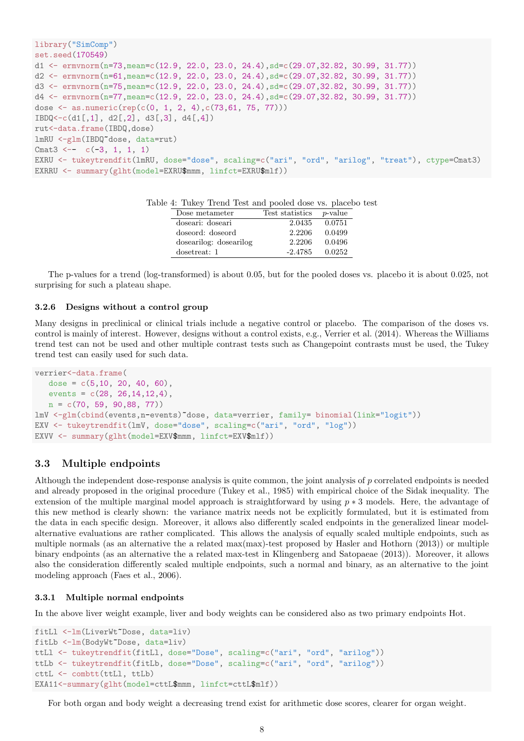```
library("SimComp")
set.seed(170549)
d1 <- ermvnorm(n=73,mean=c(12.9, 22.0, 23.0, 24.4),sd=c(29.07,32.82, 30.99, 31.77))
d2 <- ermvnorm(n=61,mean=c(12.9, 22.0, 23.0, 24.4),sd=c(29.07,32.82, 30.99, 31.77))
d3 <- ermvnorm(n=75,mean=c(12.9, 22.0, 23.0, 24.4),sd=c(29.07,32.82, 30.99, 31.77))
d4 <- ermvnorm(n=77,mean=c(12.9, 22.0, 23.0, 24.4),sd=c(29.07,32.82, 30.99, 31.77))
dose <- as.numeric(rep(c(0, 1, 2, 4),c(73,61, 75, 77)))
IBDQ<-c(d1[,1], d2[,2], d3[,3], d4[,4])
rut<-data.frame(IBDQ,dose)
lmRU <-glm(IBDQ~dose, data=rut)
Cmat3 <--  c(-3, 1, 1, 1)
EXRU <- tukeytrendfit(lmRU, dose="dose", scaling=c("ari", "ord", "arilog", "treat"), ctype=Cmat3)
EXRRU <- summary(glht(model=EXRU$mmm, linfct=EXRU$mlf))
```

Table 4: Tukey Trend Test and pooled dose vs. placebo test

| Dose metameter | Test statistics | $p$-value |
|---|---|---|
| doseari: doseari | 2.0435 | 0.0751 |
| doseord: doseord | 2.2206 | 0.0499 |
| dosearilog: dosearilog | 2.2206 | 0.0496 |
| dosetreat: 1 | -2.4785 | 0.0252 |

The p-values for a trend (log-transformed) is about 0.05, but for the pooled doses vs. placebo it is about 0.025, not surprising for such a plateau shape.

#### 3.2.6 Designs without a control group

Many designs in preclinical or clinical trials include a negative control or placebo. The comparison of the doses vs. control is mainly of interest. However, designs without a control exists, e.g., Verrier et al. (2014). Whereas the Williams trend test can not be used and other multiple contrast tests such as Changepoint contrasts must be used, the Tukey trend test can easily used for such data.

```
verrier<-data.frame(
   dose = c(5,10, 20, 40, 60),
   events = c(28, 26,14,12,4),
   n = c(70, 59, 90,88, 77))
lmV <-glm(cbind(events,n-events)~dose, data=verrier, family= binomial(link="logit"))
EXV <- tukeytrendfit(lmV, dose="dose", scaling=c("ari", "ord", "log"))
EXVV <- summary(glht(model=EXV$mmm, linfct=EXV$mlf))
```

### 3.3 Multiple endpoints

Although the independent dose-response analysis is quite common, the joint analysis of $p$ correlated endpoints is needed and already proposed in the original procedure (Tukey et al., 1985) with empirical choice of the Sidak inequality. The extension of the multiple marginal model approach is straightforward by using $p * 3$ models. Here, the advantage of this new method is clearly shown: the variance matrix needs not be explicitly formulated, but it is estimated from the data in each specific design. Moreover, it allows also differently scaled endpoints in the generalized linear model- alternative evaluations are rather complicated. This allows the analysis of equally scaled multiple endpoints, such as multiple normals (as an alternative the a related max(max)-test proposed by Hasler and Hothorn (2013)) or multiple binary endpoints (as an alternative the a related max-test in Klingenberg and Satopaeae (2013)). Moreover, it allows also the consideration differently scaled multiple endpoints, such a normal and binary, as an alternative to the joint modeling approach (Faes et al., 2006).

#### 3.3.1 Multiple normal endpoints

In the above liver weight example, liver and body weights can be considered also as two primary endpoints Hot.

```
fitLl <-lm(LiverWt~Dose, data=liv)
fitLb <-lm(BodyWt~Dose, data=liv)
ttLl <- tukeytrendfit(fitLl, dose="Dose", scaling=c("ari", "ord", "arilog"))
ttLb <- tukeytrendfit(fitLb, dose="Dose", scaling=c("ari", "ord", "arilog"))
cttL <- combtt(ttLl, ttLb)
EXA11<-summary(glht(model=cttL$mmm, linfct=cttL$mlf))
```

For both organ and body weight a decreasing trend exist for arithmetic dose scores, clearer for organ weight.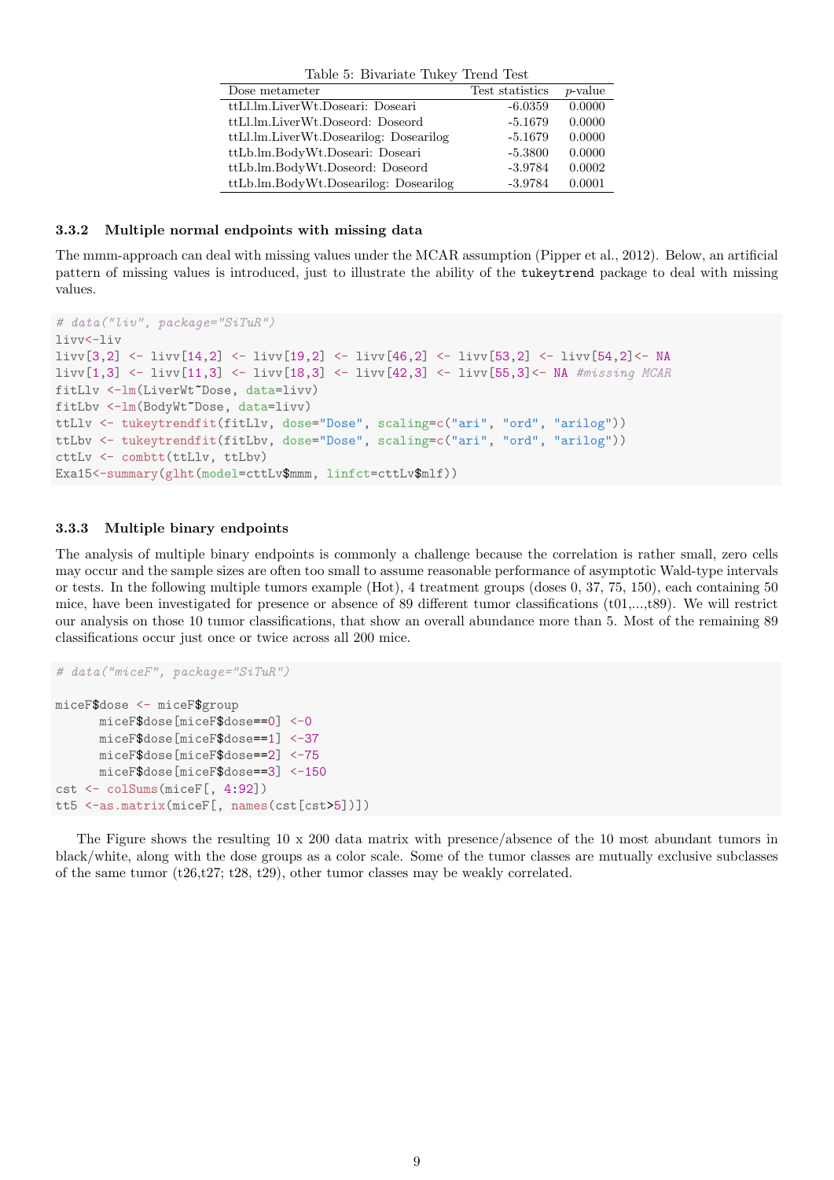Table 5: Bivariate Tukey Trend Test

| Dose metameter | Test statistics | *p*-value |
|---|---|---|
| ttLl.lm.LiverWt.Doseari: Doseari | -6.0359 | 0.0000 |
| ttLl.lm.LiverWt.Doseord: Doseord | -5.1679 | 0.0000 |
| ttLl.lm.LiverWt.Dosearilog: Dosearilog | -5.1679 | 0.0000 |
| ttLb.lm.BodyWt.Doseari: Doseari | -5.3800 | 0.0000 |
| ttLb.lm.BodyWt.Doseord: Doseord | -3.9784 | 0.0002 |
| ttLb.lm.BodyWt.Dosearilog: Dosearilog | -3.9784 | 0.0001 |

### 3.3.2 Multiple normal endpoints with missing data

The mmm-approach can deal with missing values under the MCAR assumption (Pipper et al., 2012). Below, an artificial pattern of missing values is introduced, just to illustrate the ability of the `tukeytrend` package to deal with missing values.

```
# data("liv", package="SiTuR")
livv<-liv
livv[3,2] <- livv[14,2] <- livv[19,2] <- livv[46,2] <- livv[53,2] <- livv[54,2]<- NA
livv[1,3] <- livv[11,3] <- livv[18,3] <- livv[42,3] <- livv[55,3]<- NA #missing MCAR
fitLlv <-lm(LiverWt~Dose, data=livv)
fitLbv <-lm(BodyWt~Dose, data=livv)
ttLlv <- tukeytrendfit(fitLlv, dose="Dose", scaling=c("ari", "ord", "arilog"))
ttLbv <- tukeytrendfit(fitLbv, dose="Dose", scaling=c("ari", "ord", "arilog"))
cttLv <- combtt(ttLlv, ttLbv)
Exa15<-summary(glht(model=cttLv$mmm, linfct=cttLv$mlf))
```

### 3.3.3 Multiple binary endpoints

The analysis of multiple binary endpoints is commonly a challenge because the correlation is rather small, zero cells may occur and the sample sizes are often too small to assume reasonable performance of asymptotic Wald-type intervals or tests. In the following multiple tumors example (Hot), 4 treatment groups (doses 0, 37, 75, 150), each containing 50 mice, have been investigated for presence or absence of 89 different tumor classifications (t01,...,t89). We will restrict our analysis on those 10 tumor classifications, that show an overall abundance more than 5. Most of the remaining 89 classifications occur just once or twice across all 200 mice.

```
# data("miceF", package="SiTuR")

miceF$dose <- miceF$group
      miceF$dose[miceF$dose==0] <-0
      miceF$dose[miceF$dose==1] <-37
      miceF$dose[miceF$dose==2] <-75
      miceF$dose[miceF$dose==3] <-150
cst <- colSums(miceF[, 4:92])
tt5 <-as.matrix(miceF[, names(cst[cst>5])])
```

The Figure shows the resulting 10 x 200 data matrix with presence/absence of the 10 most abundant tumors in black/white, along with the dose groups as a color scale. Some of the tumor classes are mutually exclusive subclasses of the same tumor (t26,t27; t28, t29), other tumor classes may be weakly correlated.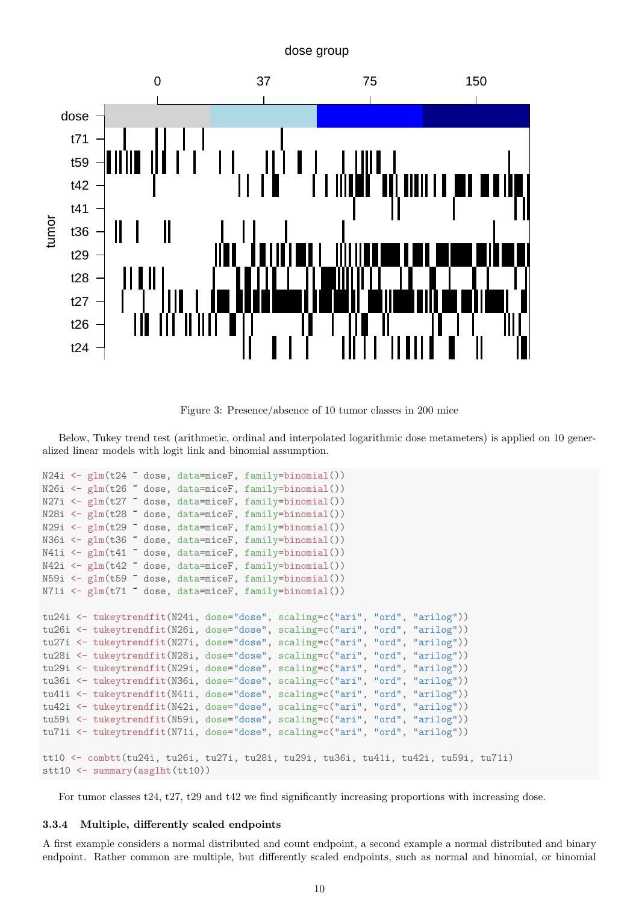Figure 3: Presence/absence of 10 tumor classes in 200 mice

Below, Tukey trend test (arithmetic, ordinal and interpolated logarithmic dose metameters) is applied on 10 generalized linear models with logit link and binomial assumption.

```
N24i <- glm(t24 ~ dose, data=miceF, family=binomial())
N26i <- glm(t26 ~ dose, data=miceF, family=binomial())
N27i <- glm(t27 ~ dose, data=miceF, family=binomial())
N28i <- glm(t28 ~ dose, data=miceF, family=binomial())
N29i <- glm(t29 ~ dose, data=miceF, family=binomial())
N36i <- glm(t36 ~ dose, data=miceF, family=binomial())
N41i <- glm(t41 ~ dose, data=miceF, family=binomial())
N42i <- glm(t42 ~ dose, data=miceF, family=binomial())
N59i <- glm(t59 ~ dose, data=miceF, family=binomial())
N71i <- glm(t71 ~ dose, data=miceF, family=binomial())

tu24i <- tukeytrendfit(N24i, dose="dose", scaling=c("ari", "ord", "arilog"))
tu26i <- tukeytrendfit(N26i, dose="dose", scaling=c("ari", "ord", "arilog"))
tu27i <- tukeytrendfit(N27i, dose="dose", scaling=c("ari", "ord", "arilog"))
tu28i <- tukeytrendfit(N28i, dose="dose", scaling=c("ari", "ord", "arilog"))
tu29i <- tukeytrendfit(N29i, dose="dose", scaling=c("ari", "ord", "arilog"))
tu36i <- tukeytrendfit(N36i, dose="dose", scaling=c("ari", "ord", "arilog"))
tu41i <- tukeytrendfit(N41i, dose="dose", scaling=c("ari", "ord", "arilog"))
tu42i <- tukeytrendfit(N42i, dose="dose", scaling=c("ari", "ord", "arilog"))
tu59i <- tukeytrendfit(N59i, dose="dose", scaling=c("ari", "ord", "arilog"))
tu71i <- tukeytrendfit(N71i, dose="dose", scaling=c("ari", "ord", "arilog"))

tt10 <- combtt(tu24i, tu26i, tu27i, tu28i, tu29i, tu36i, tu41i, tu42i, tu59i, tu71i)
stt10 <- summary(asglht(tt10))
```

For tumor classes t24, t27, t29 and t42 we find significantly increasing proportions with increasing dose.

### 3.3.4 Multiple, differently scaled endpoints

A first example considers a normal distributed and count endpoint, a second example a normal distributed and binary endpoint. Rather common are multiple, but differently scaled endpoints, such as normal and binomial, or binomial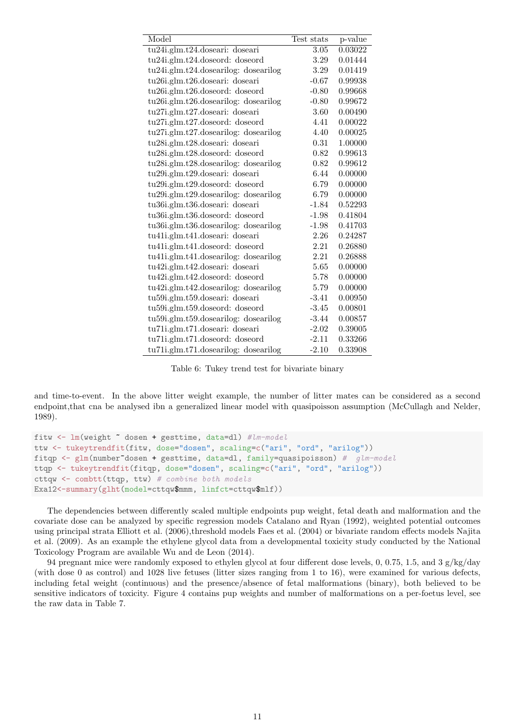| Model | Test stats | p-value |
|---|---|---|
| tu24i.glm.t24.doseari: doseari | 3.05 | 0.03022 |
| tu24i.glm.t24.doseord: doseord | 3.29 | 0.01444 |
| tu24i.glm.t24.dosearilog: dosearilog | 3.29 | 0.01419 |
| tu26i.glm.t26.doseari: doseari | -0.67 | 0.99938 |
| tu26i.glm.t26.doseord: doseord | -0.80 | 0.99668 |
| tu26i.glm.t26.dosearilog: dosearilog | -0.80 | 0.99672 |
| tu27i.glm.t27.doseari: doseari | 3.60 | 0.00490 |
| tu27i.glm.t27.doseord: doseord | 4.41 | 0.00022 |
| tu27i.glm.t27.dosearilog: dosearilog | 4.40 | 0.00025 |
| tu28i.glm.t28.doseari: doseari | 0.31 | 1.00000 |
| tu28i.glm.t28.doseord: doseord | 0.82 | 0.99613 |
| tu28i.glm.t28.dosearilog: dosearilog | 0.82 | 0.99612 |
| tu29i.glm.t29.doseari: doseari | 6.44 | 0.00000 |
| tu29i.glm.t29.doseord: doseord | 6.79 | 0.00000 |
| tu29i.glm.t29.dosearilog: dosearilog | 6.79 | 0.00000 |
| tu36i.glm.t36.doseari: doseari | -1.84 | 0.52293 |
| tu36i.glm.t36.doseord: doseord | -1.98 | 0.41804 |
| tu36i.glm.t36.dosearilog: dosearilog | -1.98 | 0.41703 |
| tu41i.glm.t41.doseari: doseari | 2.26 | 0.24287 |
| tu41i.glm.t41.doseord: doseord | 2.21 | 0.26880 |
| tu41i.glm.t41.dosearilog: dosearilog | 2.21 | 0.26888 |
| tu42i.glm.t42.doseari: doseari | 5.65 | 0.00000 |
| tu42i.glm.t42.doseord: doseord | 5.78 | 0.00000 |
| tu42i.glm.t42.dosearilog: dosearilog | 5.79 | 0.00000 |
| tu59i.glm.t59.doseari: doseari | -3.41 | 0.00950 |
| tu59i.glm.t59.doseord: doseord | -3.45 | 0.00801 |
| tu59i.glm.t59.dosearilog: dosearilog | -3.44 | 0.00857 |
| tu71i.glm.t71.doseari: doseari | -2.02 | 0.39005 |
| tu71i.glm.t71.doseord: doseord | -2.11 | 0.33266 |
| tu71i.glm.t71.dosearilog: dosearilog | -2.10 | 0.33908 |

Table 6: Tukey trend test for bivariate binary

and time-to-event. In the above litter weight example, the number of litter mates can be considered as a second endpoint,that cna be analysed ibn a generalized linear model with quasipoisson assumption (McCullagh and Nelder, 1989).

```
fitw <- lm(weight ~ dosen + gesttime, data=dl) #lm-model
ttw <- tukeytrendfit(fitw, dose="dosen", scaling=c("ari", "ord", "arilog"))
fitqp <- glm(number~dosen + gesttime, data=dl, family=quasipoisson) #  glm-model
ttqp <- tukeytrendfit(fitqp, dose="dosen", scaling=c("ari", "ord", "arilog"))
cttqw <- combtt(ttqp, ttw) # combine both models
Exa12<-summary(glht(model=cttqw$mmm, linfct=cttqw$mlf))
```

The dependencies between differently scaled multiple endpoints pup weight, fetal death and malformation and the covariate dose can be analyzed by specific regression models Catalano and Ryan (1992), weighted potential outcomes using principal strata Elliott et al. (2006),threshold models Faes et al. (2004) or bivariate random effects models Najita et al. (2009). As an example the ethylene glycol data from a developmental toxicity study conducted by the National Toxicology Program are available Wu and de Leon (2014).

94 pregnant mice were randomly exposed to ethylen glycol at four different dose levels, 0, 0.75, 1.5, and 3 g/kg/day (with dose 0 as control) and 1028 live fetuses (litter sizes ranging from 1 to 16), were examined for various defects, including fetal weight (continuous) and the presence/absence of fetal malformations (binary), both believed to be sensitive indicators of toxicity. Figure 4 contains pup weights and number of malformations on a per-foetus level, see the raw data in Table 7.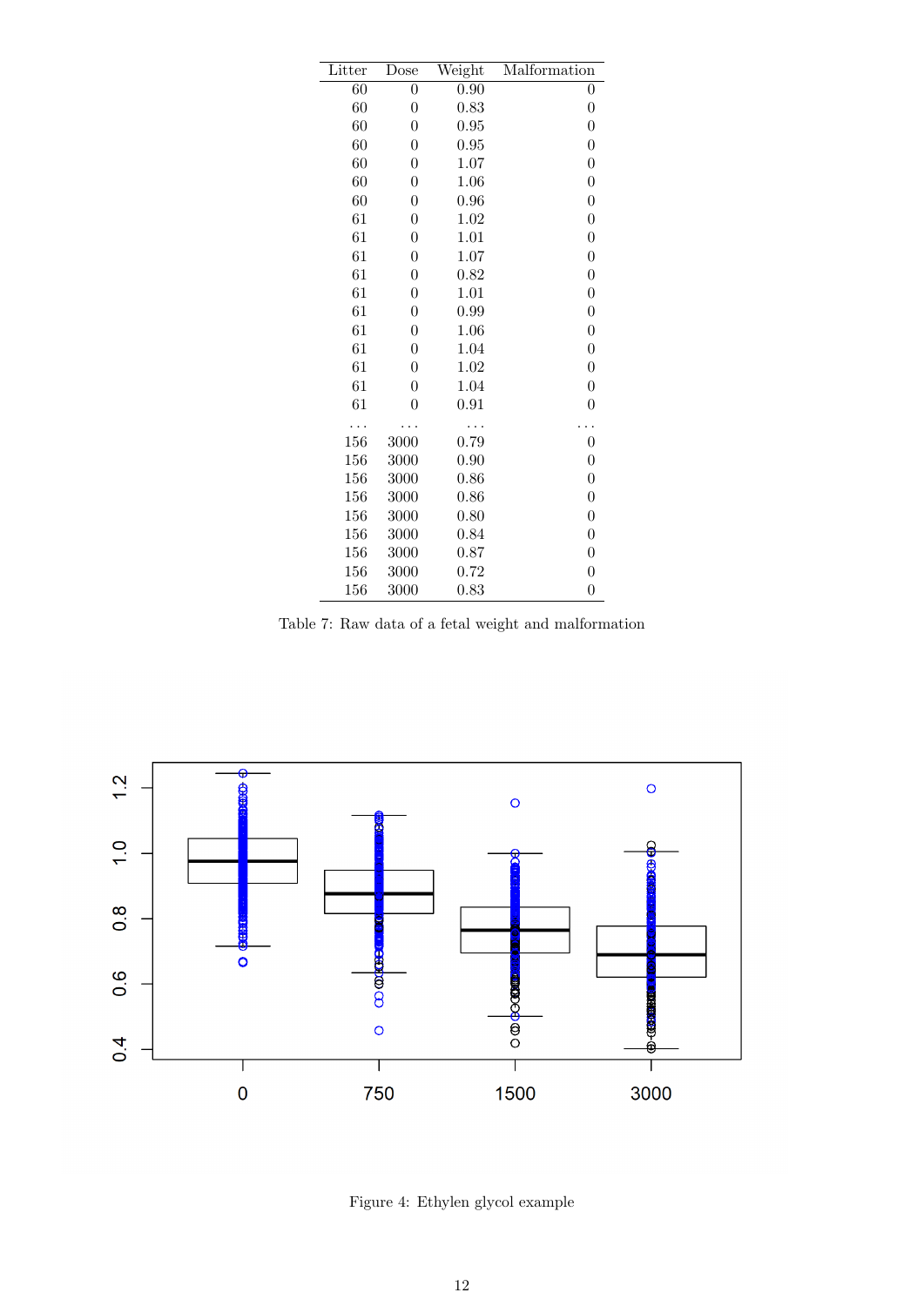| Litter | Dose | Weight | Malformation |
|---|---|---|---|
| 60 | 0 | 0.90 | 0 |
| 60 | 0 | 0.83 | 0 |
| 60 | 0 | 0.95 | 0 |
| 60 | 0 | 0.95 | 0 |
| 60 | 0 | 1.07 | 0 |
| 60 | 0 | 1.06 | 0 |
| 60 | 0 | 0.96 | 0 |
| 61 | 0 | 1.02 | 0 |
| 61 | 0 | 1.01 | 0 |
| 61 | 0 | 1.07 | 0 |
| 61 | 0 | 0.82 | 0 |
| 61 | 0 | 1.01 | 0 |
| 61 | 0 | 0.99 | 0 |
| 61 | 0 | 1.06 | 0 |
| 61 | 0 | 1.04 | 0 |
| 61 | 0 | 1.02 | 0 |
| 61 | 0 | 1.04 | 0 |
| 61 | 0 | 0.91 | 0 |
| ... | ... | ... | ... |
| 156 | 3000 | 0.79 | 0 |
| 156 | 3000 | 0.90 | 0 |
| 156 | 3000 | 0.86 | 0 |
| 156 | 3000 | 0.86 | 0 |
| 156 | 3000 | 0.80 | 0 |
| 156 | 3000 | 0.84 | 0 |
| 156 | 3000 | 0.87 | 0 |
| 156 | 3000 | 0.72 | 0 |
| 156 | 3000 | 0.83 | 0 |

Table 7: Raw data of a fetal weight and malformation

Figure 4: Ethylen glycol example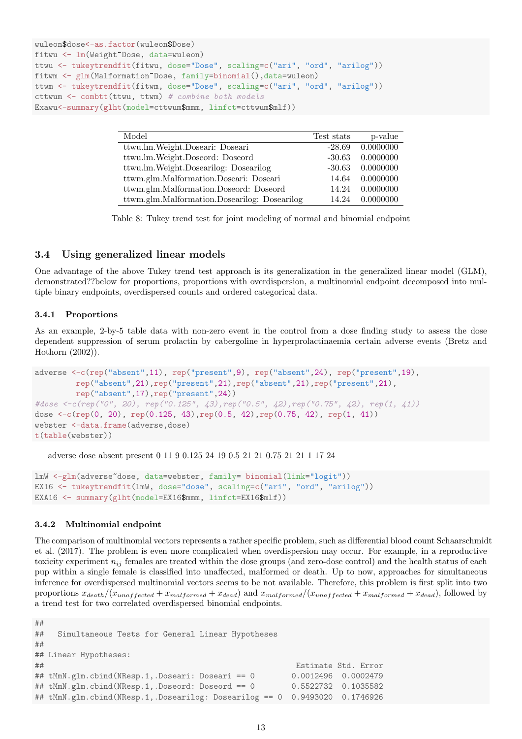```
wuleon$dose<-as.factor(wuleon$Dose)
fitwu <- lm(Weight~Dose, data=wuleon)
ttwu <- tukeytrendfit(fitwu, dose="Dose", scaling=c("ari", "ord", "arilog"))
fitwm <- glm(Malformation~Dose, family=binomial(),data=wuleon)
ttwm <- tukeytrendfit(fitwm, dose="Dose", scaling=c("ari", "ord", "arilog"))
cttwum <- combtt(ttwu, ttwm) # combine both models
Exawu<-summary(glht(model=cttwum$mmm, linfct=cttwum$mlf))
```

| Model | Test stats | p-value |
|---|---|---|
| ttwu.lm.Weight.Doseari: Doseari | -28.69 | 0.0000000 |
| ttwu.lm.Weight.Doseord: Doseord | -30.63 | 0.0000000 |
| ttwu.lm.Weight.Dosearilog: Dosearilog | -30.63 | 0.0000000 |
| ttwm.glm.Malformation.Doseari: Doseari | 14.64 | 0.0000000 |
| ttwm.glm.Malformation.Doseord: Doseord | 14.24 | 0.0000000 |
| ttwm.glm.Malformation.Dosearilog: Dosearilog | 14.24 | 0.0000000 |

Table 8: Tukey trend test for joint modeling of normal and binomial endpoint

### 3.4 Using generalized linear models

One advantage of the above Tukey trend test approach is its generalization in the generalized linear model (GLM), demonstrated??below for proportions, proportions with overdispersion, a multinomial endpoint decomposed into multiple binary endpoints, overdispersed counts and ordered categorical data.

#### 3.4.1 Proportions

As an example, 2-by-5 table data with non-zero event in the control from a dose finding study to assess the dose dependent suppression of serum prolactin by cabergoline in hyperprolactinaemia certain adverse events (Bretz and Hothorn (2002)).

```
adverse <-c(rep("absent",11), rep("present",9), rep("absent",24), rep("present",19),
        rep("absent",21),rep("present",21),rep("absent",21),rep("present",21),
        rep("absent",17),rep("present",24))
#dose <-c(rep("0", 20), rep("0.125", 43),rep("0.5", 42),rep("0.75", 42), rep(1, 41))
dose <-c(rep(0, 20), rep(0.125, 43),rep(0.5, 42),rep(0.75, 42), rep(1, 41))
webster <-data.frame(adverse,dose)
t(table(webster))
```

adverse dose absent present 0 11 9 0.125 24 19 0.5 21 21 0.75 21 21 1 17 24

```
lmW <-glm(adverse~dose, data=webster, family= binomial(link="logit"))
EX16 <- tukeytrendfit(lmW, dose="dose", scaling=c("ari", "ord", "arilog"))
EXA16 <- summary(glht(model=EX16$mmm, linfct=EX16$mlf))
```

#### 3.4.2 Multinomial endpoint

The comparison of multinomial vectors represents a rather specific problem, such as differential blood count Schaarschmidt et al. (2017). The problem is even more complicated when overdispersion may occur. For example, in a reproductive toxicity experiment $n_{ij}$ females are treated within the dose groups (and zero-dose control) and the health status of each pup within a single female is classified into unaffected, malformed or death. Up to now, approaches for simultaneous inference for overdispersed multinomial vectors seems to be not available. Therefore, this problem is first split into two proportions $x_{death}/(x_{unaffected} + x_{malformed} + x_{dead})$ and $x_{malformed}/(x_{unaffected} + x_{malformed} + x_{dead})$, followed by a trend test for two correlated overdispersed binomial endpoints.

```
##
##   Simultaneous Tests for General Linear Hypotheses
##
## Linear Hypotheses:
##                                                   Estimate Std. Error
## tMmN.glm.cbind(NResp.1,.Doseari: Doseari == 0        0.0012496  0.0002479
## tMmN.glm.cbind(NResp.1,.Doseord: Doseord == 0        0.5522732  0.1035582
## tMmN.glm.cbind(NResp.1,.Dosearilog: Dosearilog == 0  0.9493020  0.1746926
```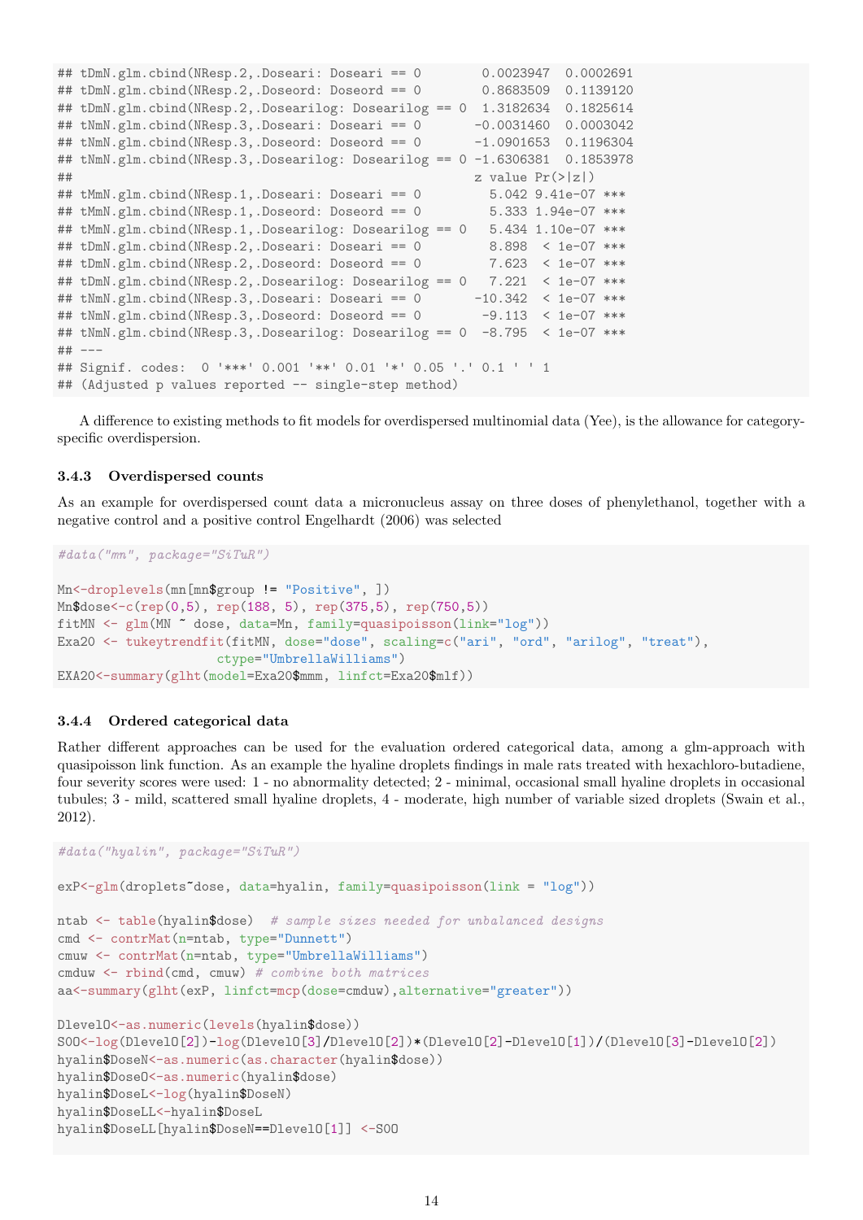```
## tDmN.glm.cbind(NResp.2,.Doseari: Doseari == 0        0.0023947  0.0002691
## tDmN.glm.cbind(NResp.2,.Doseord: Doseord == 0        0.8683509  0.1139120
## tDmN.glm.cbind(NResp.2,.Dosearilog: Dosearilog == 0  1.3182634  0.1825614
## tNmN.glm.cbind(NResp.3,.Doseari: Doseari == 0       -0.0031460  0.0003042
## tNmN.glm.cbind(NResp.3,.Doseord: Doseord == 0       -1.0901653  0.1196304
## tNmN.glm.cbind(NResp.3,.Dosearilog: Dosearilog == 0 -1.6306381  0.1853978
##                                                     z value Pr(>|z|)
## tMmN.glm.cbind(NResp.1,.Doseari: Doseari == 0         5.042 9.41e-07 ***
## tMmN.glm.cbind(NResp.1,.Doseord: Doseord == 0         5.333 1.94e-07 ***
## tMmN.glm.cbind(NResp.1,.Dosearilog: Dosearilog == 0   5.434 1.10e-07 ***
## tDmN.glm.cbind(NResp.2,.Doseari: Doseari == 0         8.898  < 1e-07 ***
## tDmN.glm.cbind(NResp.2,.Doseord: Doseord == 0         7.623  < 1e-07 ***
## tDmN.glm.cbind(NResp.2,.Dosearilog: Dosearilog == 0   7.221  < 1e-07 ***
## tNmN.glm.cbind(NResp.3,.Doseari: Doseari == 0       -10.342  < 1e-07 ***
## tNmN.glm.cbind(NResp.3,.Doseord: Doseord == 0        -9.113  < 1e-07 ***
## tNmN.glm.cbind(NResp.3,.Dosearilog: Dosearilog == 0  -8.795  < 1e-07 ***
## ---
## Signif. codes:  0 '***' 0.001 '**' 0.01 '*' 0.05 '.' 0.1 ' ' 1
## (Adjusted p values reported -- single-step method)
```

A difference to existing methods to fit models for overdispersed multinomial data (Yee), is the allowance for category-specific overdispersion.

### 3.4.3 Overdispersed counts

As an example for overdispersed count data a micronucleus assay on three doses of phenylethanol, together with a negative control and a positive control Engelhardt (2006) was selected

```
#data("mn", package="SiTuR")

Mn<-droplevels(mn[mn$group != "Positive", ])
Mn$dose<-c(rep(0,5), rep(188, 5), rep(375,5), rep(750,5))
fitMN <- glm(MN ~ dose, data=Mn, family=quasipoisson(link="log"))
Exa20 <- tukeytrendfit(fitMN, dose="dose", scaling=c("ari", "ord", "arilog", "treat"),
                  ctype="UmbrellaWilliams")
EXA20<-summary(glht(model=Exa20$mmm, linfct=Exa20$mlf))
```

### 3.4.4 Ordered categorical data

Rather different approaches can be used for the evaluation ordered categorical data, among a glm-approach with quasipoisson link function. As an example the hyaline droplets findings in male rats treated with hexachloro-butadiene, four severity scores were used: 1 - no abnormality detected; 2 - minimal, occasional small hyaline droplets in occasional tubules; 3 - mild, scattered small hyaline droplets, 4 - moderate, high number of variable sized droplets (Swain et al., 2012).

```
#data("hyalin", package="SiTuR")

exP<-glm(droplets~dose, data=hyalin, family=quasipoisson(link = "log"))

ntab <- table(hyalin$dose)  # sample sizes needed for unbalanced designs
cmd <- contrMat(n=ntab, type="Dunnett")
cmuw <- contrMat(n=ntab, type="UmbrellaWilliams")
cmduw <- rbind(cmd, cmuw) # combine both matrices
aa<-summary(glht(exP, linfct=mcp(dose=cmduw),alternative="greater"))

DlevelO<-as.numeric(levels(hyalin$dose))
SOO<-log(DlevelO[2])-log(DlevelO[3]/DlevelO[2])*(DlevelO[2]-DlevelO[1])/(DlevelO[3]-DlevelO[2])
hyalin$DoseN<-as.numeric(as.character(hyalin$dose))
hyalin$DoseO<-as.numeric(hyalin$dose)
hyalin$DoseL<-log(hyalin$DoseN)
hyalin$DoseLL<-hyalin$DoseL
hyalin$DoseLL[hyalin$DoseN==DlevelO[1]] <-SOO
```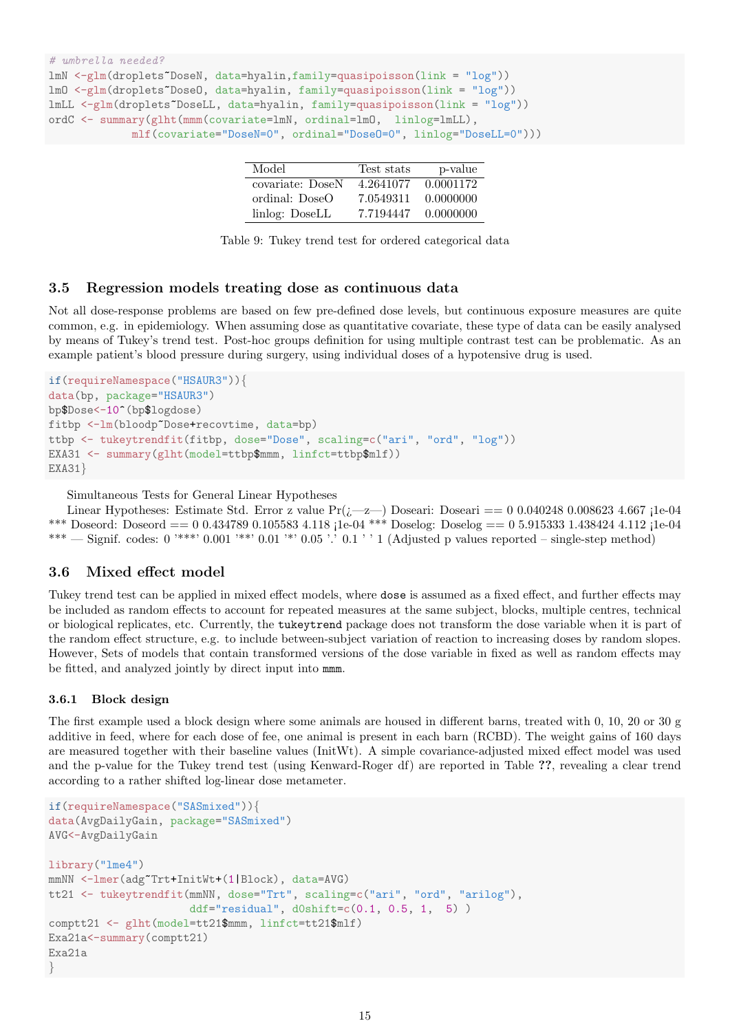```
# umbrella needed?
lmN <-glm(droplets~DoseN, data=hyalin,family=quasipoisson(link = "log"))
lmO <-glm(droplets~DoseO, data=hyalin, family=quasipoisson(link = "log"))
lmLL <-glm(droplets~DoseLL, data=hyalin, family=quasipoisson(link = "log"))
ordC <- summary(glht(mmm(covariate=lmN, ordinal=lmO,  linlog=lmLL),
            mlf(covariate="DoseN=0", ordinal="DoseO=0", linlog="DoseLL=0")))
```

| Model | Test stats | p-value |
|---|---|---|
| covariate: DoseN | 4.2641077 | 0.0001172 |
| ordinal: DoseO | 7.0549311 | 0.0000000 |
| linlog: DoseLL | 7.7194447 | 0.0000000 |

Table 9: Tukey trend test for ordered categorical data

### 3.5 Regression models treating dose as continuous data

Not all dose-response problems are based on few pre-defined dose levels, but continuous exposure measures are quite common, e.g. in epidemiology. When assuming dose as quantitative covariate, these type of data can be easily analysed by means of Tukey's trend test. Post-hoc groups definition for using multiple contrast test can be problematic. As an example patient's blood pressure during surgery, using individual doses of a hypotensive drug is used.

```
if(requireNamespace("HSAUR3")){
data(bp, package="HSAUR3")
bp$Dose<-10^(bp$logdose)
fitbp <-lm(bloodp~Dose+recovtime, data=bp)
ttbp <- tukeytrendfit(fitbp, dose="Dose", scaling=c("ari", "ord", "log"))
EXA31 <- summary(glht(model=ttbp$mmm, linfct=ttbp$mlf))
EXA31}
```

Simultaneous Tests for General Linear Hypotheses

Linear Hypotheses: Estimate Std. Error z value Pr(¿—z—) Doseari: Doseari == 0 0.040248 0.008623 4.667 ¡1e-04 *** Doseord: Doseord == 0 0.434789 0.105583 4.118 ¡1e-04 *** Doselog: Doselog == 0 5.915333 1.438424 4.112 ¡1e-04 *** — Signif. codes: 0 '***' 0.001 '**' 0.01 '*' 0.05 '.' 0.1 ' ' 1 (Adjusted p values reported – single-step method)

### 3.6 Mixed effect model

Tukey trend test can be applied in mixed effect models, where `dose` is assumed as a fixed effect, and further effects may be included as random effects to account for repeated measures at the same subject, blocks, multiple centres, technical or biological replicates, etc. Currently, the `tukeytrend` package does not transform the dose variable when it is part of the random effect structure, e.g. to include between-subject variation of reaction to increasing doses by random slopes. However, Sets of models that contain transformed versions of the dose variable in fixed as well as random effects may be fitted, and analyzed jointly by direct input into `mmm`.

#### 3.6.1 Block design

The first example used a block design where some animals are housed in different barns, treated with 0, 10, 20 or 30 g additive in feed, where for each dose of fee, one animal is present in each barn (RCBD). The weight gains of 160 days are measured together with their baseline values (InitWt). A simple covariance-adjusted mixed effect model was used and the p-value for the Tukey trend test (using Kenward-Roger df) are reported in Table ??, revealing a clear trend according to a rather shifted log-linear dose metameter.

```
if(requireNamespace("SASmixed")){
data(AvgDailyGain, package="SASmixed")
AVG<-AvgDailyGain

library("lme4")
mmNN <-lmer(adg~Trt+InitWt+(1|Block), data=AVG)
tt21 <- tukeytrendfit(mmNN, dose="Trt", scaling=c("ari", "ord", "arilog"),
                      ddf="residual", d0shift=c(0.1, 0.5, 1,  5) )
comptt21 <- glht(model=tt21$mmm, linfct=tt21$mlf)
Exa21a<-summary(comptt21)
Exa21a
}
```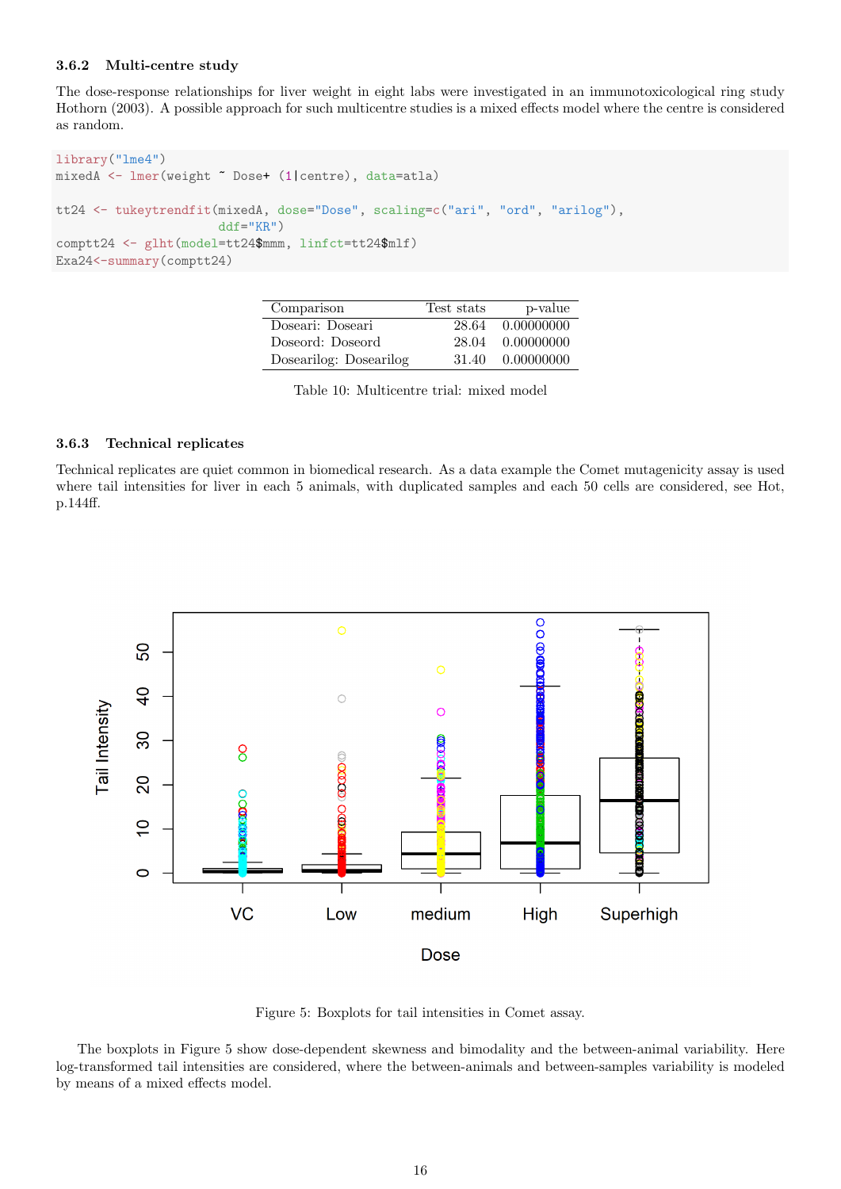### 3.6.2 Multi-centre study

The dose-response relationships for liver weight in eight labs were investigated in an immunotoxicological ring study Hothorn (2003). A possible approach for such multicentre studies is a mixed effects model where the centre is considered as random.

```
library("lme4")
mixedA <- lmer(weight ~ Dose+ (1|centre), data=atla)

tt24 <- tukeytrendfit(mixedA, dose="Dose", scaling=c("ari", "ord", "arilog"),
                     ddf="KR")
comptt24 <- glht(model=tt24$mmm, linfct=tt24$mlf)
Exa24<-summary(comptt24)
```

| Comparison | Test stats | p-value |
|---|---|---|
| Doseari: Doseari | 28.64 | 0.00000000 |
| Doseord: Doseord | 28.04 | 0.00000000 |
| Dosearilog: Dosearilog | 31.40 | 0.00000000 |

Table 10: Multicentre trial: mixed model

### 3.6.3 Technical replicates

Technical replicates are quiet common in biomedical research. As a data example the Comet mutagenicity assay is used where tail intensities for liver in each 5 animals, with duplicated samples and each 50 cells are considered, see Hot, p.144ff.

Figure 5: Boxplots for tail intensities in Comet assay.

The boxplots in Figure 5 show dose-dependent skewness and bimodality and the between-animal variability. Here log-transformed tail intensities are considered, where the between-animals and between-samples variability is modeled by means of a mixed effects model.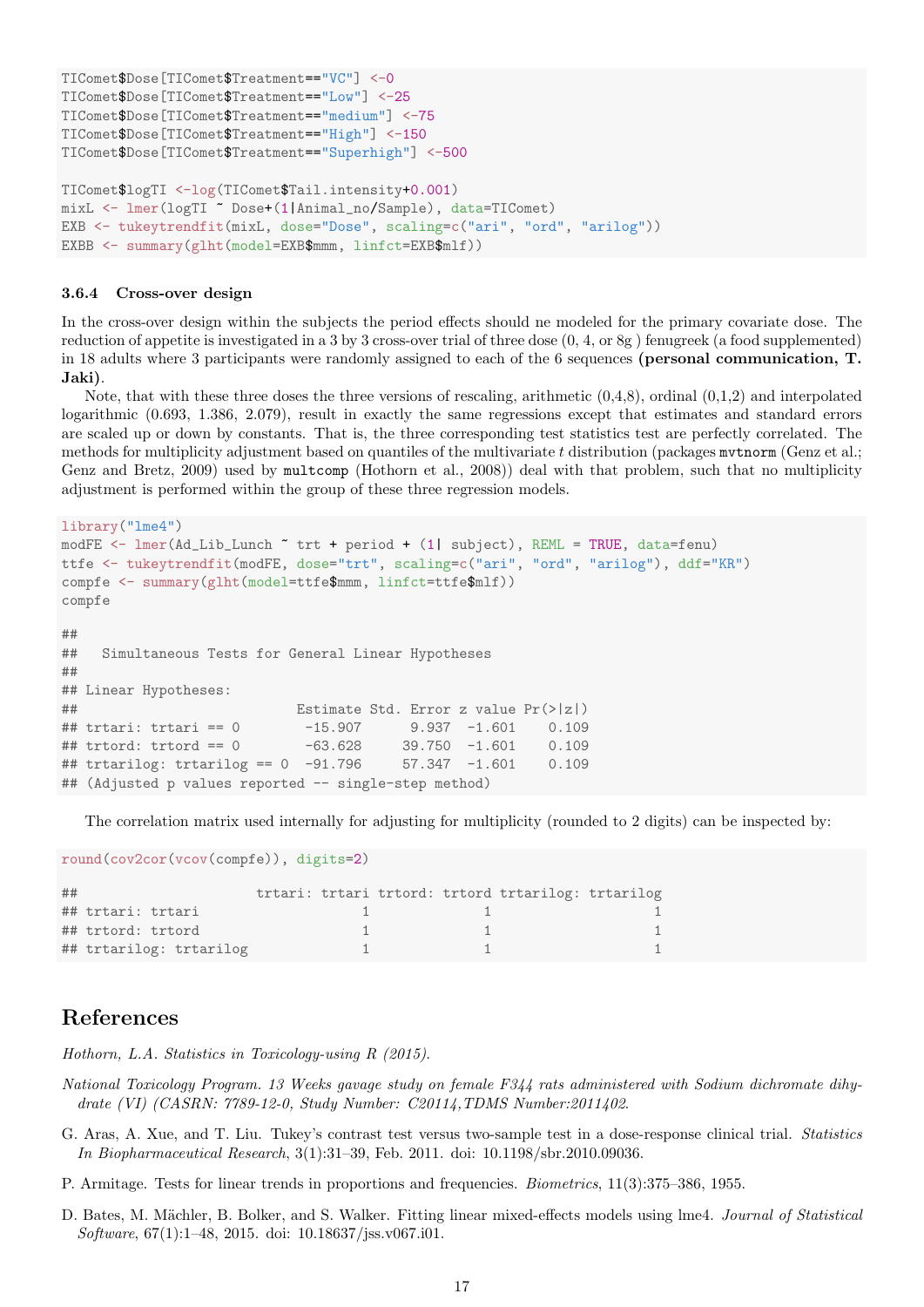```
TIComet$Dose[TIComet$Treatment=="VC"] <-0
TIComet$Dose[TIComet$Treatment=="Low"] <-25
TIComet$Dose[TIComet$Treatment=="medium"] <-75
TIComet$Dose[TIComet$Treatment=="High"] <-150
TIComet$Dose[TIComet$Treatment=="Superhigh"] <-500

TIComet$logTI <-log(TIComet$Tail.intensity+0.001)
mixL <- lmer(logTI ~ Dose+(1|Animal_no/Sample), data=TIComet)
EXB <- tukeytrendfit(mixL, dose="Dose", scaling=c("ari", "ord", "arilog"))
EXBB <- summary(glht(model=EXB$mmm, linfct=EXB$mlf))
```

### 3.6.4 Cross-over design

In the cross-over design within the subjects the period effects should ne modeled for the primary covariate dose. The reduction of appetite is investigated in a 3 by 3 cross-over trial of three dose (0, 4, or 8g ) fenugreek (a food supplemented) in 18 adults where 3 participants were randomly assigned to each of the 6 sequences **(personal communication, T. Jaki)**.

Note, that with these three doses the three versions of rescaling, arithmetic (0,4,8), ordinal (0,1,2) and interpolated logarithmic (0.693, 1.386, 2.079), result in exactly the same regressions except that estimates and standard errors are scaled up or down by constants. That is, the three corresponding test statistics test are perfectly correlated. The methods for multiplicity adjustment based on quantiles of the multivariate $t$ distribution (packages `mvtnorm` (Genz et al.; Genz and Bretz, 2009) used by `multcomp` (Hothorn et al., 2008)) deal with that problem, such that no multiplicity adjustment is performed within the group of these three regression models.

```
library("lme4")
modFE <- lmer(Ad_Lib_Lunch ~ trt + period + (1| subject), REML = TRUE, data=fenu)
ttfe <- tukeytrendfit(modFE, dose="trt", scaling=c("ari", "ord", "arilog"), ddf="KR")
compfe <- summary(glht(model=ttfe$mmm, linfct=ttfe$mlf))
compfe

##
##   Simultaneous Tests for General Linear Hypotheses
##
## Linear Hypotheses:
##                          Estimate Std. Error z value Pr(>|z|)
## trtari: trtari == 0        -15.907      9.937  -1.601    0.109
## trtord: trtord == 0        -63.628     39.750  -1.601    0.109
## trtarilog: trtarilog == 0  -91.796     57.347  -1.601    0.109
## (Adjusted p values reported -- single-step method)
```

The correlation matrix used internally for adjusting for multiplicity (rounded to 2 digits) can be inspected by:

```
round(cov2cor(vcov(compfe)), digits=2)

##                      trtari: trtari trtord: trtord trtarilog: trtarilog
## trtari: trtari                    1              1                    1
## trtord: trtord                    1              1                    1
## trtarilog: trtarilog              1              1                    1
```

# References

*Hothorn, L.A. Statistics in Toxicology-using R (2015).*

*National Toxicology Program. 13 Weeks gavage study on female F344 rats administered with Sodium dichromate dihydrate (VI) (CASRN: 7789-12-0, Study Number: C20114,TDMS Number:2011402.*

G. Aras, A. Xue, and T. Liu. Tukey's contrast test versus two-sample test in a dose-response clinical trial. *Statistics In Biopharmaceutical Research*, 3(1):31–39, Feb. 2011. doi: 10.1198/sbr.2010.09036.

P. Armitage. Tests for linear trends in proportions and frequencies. *Biometrics*, 11(3):375–386, 1955.

D. Bates, M. Mächler, B. Bolker, and S. Walker. Fitting linear mixed-effects models using lme4. *Journal of Statistical Software*, 67(1):1–48, 2015. doi: 10.18637/jss.v067.i01.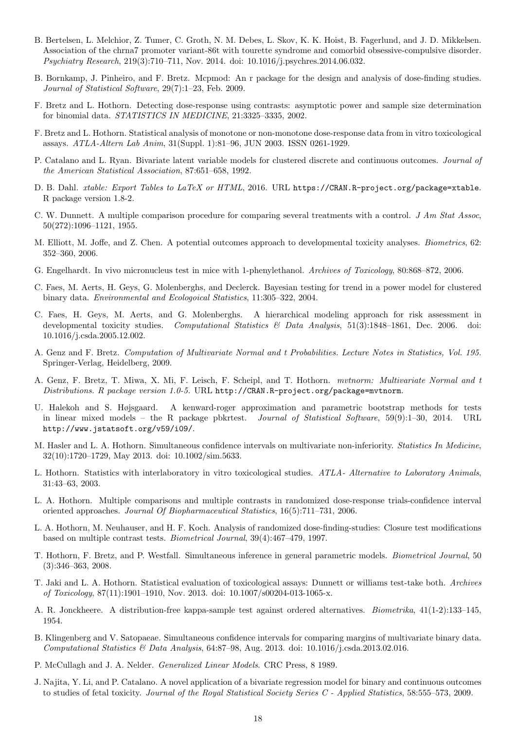B. Bertelsen, L. Melchior, Z. Tumer, C. Groth, N. M. Debes, L. Skov, K. K. Hoist, B. Fagerlund, and J. D. Mikkelsen. Association of the chrna7 promoter variant-86t with tourette syndrome and comorbid obsessive-compulsive disorder. *Psychiatry Research*, 219(3):710–711, Nov. 2014. doi: 10.1016/j.psychres.2014.06.032.

B. Bornkamp, J. Pinheiro, and F. Bretz. Mcpmod: An r package for the design and analysis of dose-finding studies. *Journal of Statistical Software*, 29(7):1–23, Feb. 2009.

F. Bretz and L. Hothorn. Detecting dose-response using contrasts: asymptotic power and sample size determination for binomial data. *STATISTICS IN MEDICINE*, 21:3325–3335, 2002.

F. Bretz and L. Hothorn. Statistical analysis of monotone or non-monotone dose-response data from in vitro toxicological assays. *ATLA-Altern Lab Anim*, 31(Suppl. 1):81–96, JUN 2003. ISSN 0261-1929.

P. Catalano and L. Ryan. Bivariate latent variable models for clustered discrete and continuous outcomes. *Journal of the American Statistical Association*, 87:651–658, 1992.

D. B. Dahl. *xtable: Export Tables to LaTeX or HTML*, 2016. URL https://CRAN.R-project.org/package=xtable. R package version 1.8-2.

C. W. Dunnett. A multiple comparison procedure for comparing several treatments with a control. *J Am Stat Assoc*, 50(272):1096–1121, 1955.

M. Elliott, M. Joffe, and Z. Chen. A potential outcomes approach to developmental toxicity analyses. *Biometrics*, 62: 352–360, 2006.

G. Engelhardt. In vivo micronucleus test in mice with 1-phenylethanol. *Archives of Toxicology*, 80:868–872, 2006.

C. Faes, M. Aerts, H. Geys, G. Molenberghs, and Declerck. Bayesian testing for trend in a power model for clustered binary data. *Environmental and Ecologoical Statistics*, 11:305–322, 2004.

C. Faes, H. Geys, M. Aerts, and G. Molenberghs. A hierarchical modeling approach for risk assessment in developmental toxicity studies. *Computational Statistics & Data Analysis*, 51(3):1848–1861, Dec. 2006. doi: 10.1016/j.csda.2005.12.002.

A. Genz and F. Bretz. *Computation of Multivariate Normal and t Probabilities. Lecture Notes in Statistics, Vol. 195.* Springer-Verlag, Heidelberg, 2009.

A. Genz, F. Bretz, T. Miwa, X. Mi, F. Leisch, F. Scheipl, and T. Hothorn. *mvtnorm: Multivariate Normal and t Distributions. R package version 1.0-5.* URL http://CRAN.R-project.org/package=mvtnorm.

U. Halekoh and S. Højsgaard. A kenward-roger approximation and parametric bootstrap methods for tests in linear mixed models – the R package pbkrtest. *Journal of Statistical Software*, 59(9):1–30, 2014. URL http://www.jstatsoft.org/v59/i09/.

M. Hasler and L. A. Hothorn. Simultaneous confidence intervals on multivariate non-inferiority. *Statistics In Medicine*, 32(10):1720–1729, May 2013. doi: 10.1002/sim.5633.

L. Hothorn. Statistics with interlaboratory in vitro toxicological studies. *ATLA- Alternative to Laboratory Animals*, 31:43–63, 2003.

L. A. Hothorn. Multiple comparisons and multiple contrasts in randomized dose-response trials-confidence interval oriented approaches. *Journal Of Biopharmaceutical Statistics*, 16(5):711–731, 2006.

L. A. Hothorn, M. Neuhauser, and H. F. Koch. Analysis of randomized dose-finding-studies: Closure test modifications based on multiple contrast tests. *Biometrical Journal*, 39(4):467–479, 1997.

T. Hothorn, F. Bretz, and P. Westfall. Simultaneous inference in general parametric models. *Biometrical Journal*, 50 (3):346–363, 2008.

T. Jaki and L. A. Hothorn. Statistical evaluation of toxicological assays: Dunnett or williams test-take both. *Archives of Toxicology*, 87(11):1901–1910, Nov. 2013. doi: 10.1007/s00204-013-1065-x.

A. R. Jonckheere. A distribution-free kappa-sample test against ordered alternatives. *Biometrika*, 41(1-2):133–145, 1954.

B. Klingenberg and V. Satopaeae. Simultaneous confidence intervals for comparing margins of multivariate binary data. *Computational Statistics & Data Analysis*, 64:87–98, Aug. 2013. doi: 10.1016/j.csda.2013.02.016.

P. McCullagh and J. A. Nelder. *Generalized Linear Models*. CRC Press, 8 1989.

J. Najita, Y. Li, and P. Catalano. A novel application of a bivariate regression model for binary and continuous outcomes to studies of fetal toxicity. *Journal of the Royal Statistical Society Series C - Applied Statistics*, 58:555–573, 2009.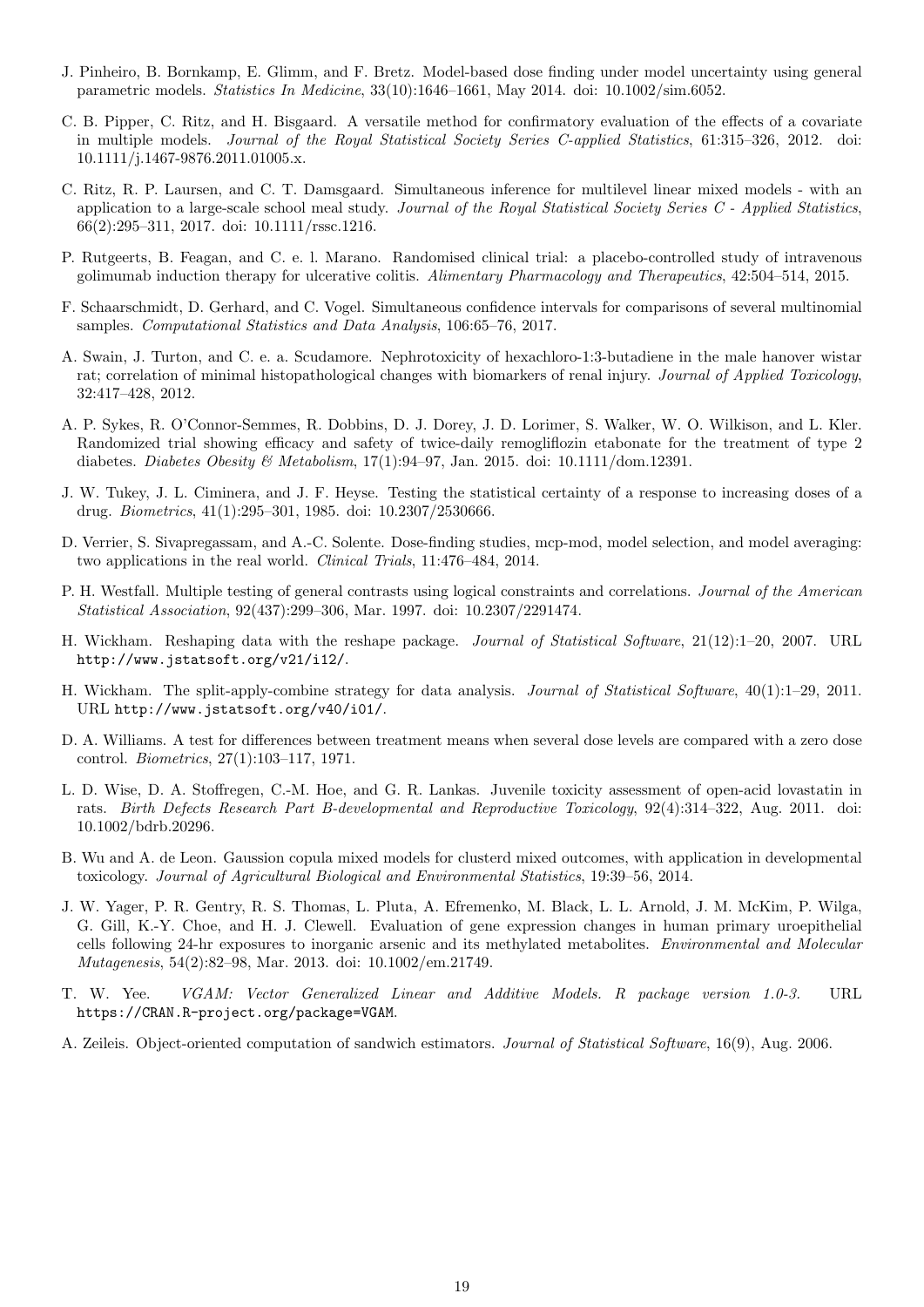J. Pinheiro, B. Bornkamp, E. Glimm, and F. Bretz. Model-based dose finding under model uncertainty using general parametric models. *Statistics In Medicine*, 33(10):1646–1661, May 2014. doi: 10.1002/sim.6052.

C. B. Pipper, C. Ritz, and H. Bisgaard. A versatile method for confirmatory evaluation of the effects of a covariate in multiple models. *Journal of the Royal Statistical Society Series C-applied Statistics*, 61:315–326, 2012. doi: 10.1111/j.1467-9876.2011.01005.x.

C. Ritz, R. P. Laursen, and C. T. Damsgaard. Simultaneous inference for multilevel linear mixed models - with an application to a large-scale school meal study. *Journal of the Royal Statistical Society Series C - Applied Statistics*, 66(2):295–311, 2017. doi: 10.1111/rssc.1216.

P. Rutgeerts, B. Feagan, and C. e. l. Marano. Randomised clinical trial: a placebo-controlled study of intravenous golimumab induction therapy for ulcerative colitis. *Alimentary Pharmacology and Therapeutics*, 42:504–514, 2015.

F. Schaarschmidt, D. Gerhard, and C. Vogel. Simultaneous confidence intervals for comparisons of several multinomial samples. *Computational Statistics and Data Analysis*, 106:65–76, 2017.

A. Swain, J. Turton, and C. e. a. Scudamore. Nephrotoxicity of hexachloro-1:3-butadiene in the male hanover wistar rat; correlation of minimal histopathological changes with biomarkers of renal injury. *Journal of Applied Toxicology*, 32:417–428, 2012.

A. P. Sykes, R. O'Connor-Semmes, R. Dobbins, D. J. Dorey, J. D. Lorimer, S. Walker, W. O. Wilkison, and L. Kler. Randomized trial showing efficacy and safety of twice-daily remogliflozin etabonate for the treatment of type 2 diabetes. *Diabetes Obesity & Metabolism*, 17(1):94–97, Jan. 2015. doi: 10.1111/dom.12391.

J. W. Tukey, J. L. Ciminera, and J. F. Heyse. Testing the statistical certainty of a response to increasing doses of a drug. *Biometrics*, 41(1):295–301, 1985. doi: 10.2307/2530666.

D. Verrier, S. Sivapregassam, and A.-C. Solente. Dose-finding studies, mcp-mod, model selection, and model averaging: two applications in the real world. *Clinical Trials*, 11:476–484, 2014.

P. H. Westfall. Multiple testing of general contrasts using logical constraints and correlations. *Journal of the American Statistical Association*, 92(437):299–306, Mar. 1997. doi: 10.2307/2291474.

H. Wickham. Reshaping data with the reshape package. *Journal of Statistical Software*, 21(12):1–20, 2007. URL http://www.jstatsoft.org/v21/i12/.

H. Wickham. The split-apply-combine strategy for data analysis. *Journal of Statistical Software*, 40(1):1–29, 2011. URL http://www.jstatsoft.org/v40/i01/.

D. A. Williams. A test for differences between treatment means when several dose levels are compared with a zero dose control. *Biometrics*, 27(1):103–117, 1971.

L. D. Wise, D. A. Stoffregen, C.-M. Hoe, and G. R. Lankas. Juvenile toxicity assessment of open-acid lovastatin in rats. *Birth Defects Research Part B-developmental and Reproductive Toxicology*, 92(4):314–322, Aug. 2011. doi: 10.1002/bdrb.20296.

B. Wu and A. de Leon. Gaussion copula mixed models for clusterd mixed outcomes, with application in developmental toxicology. *Journal of Agricultural Biological and Environmental Statistics*, 19:39–56, 2014.

J. W. Yager, P. R. Gentry, R. S. Thomas, L. Pluta, A. Efremenko, M. Black, L. L. Arnold, J. M. McKim, P. Wilga, G. Gill, K.-Y. Choe, and H. J. Clewell. Evaluation of gene expression changes in human primary uroepithelial cells following 24-hr exposures to inorganic arsenic and its methylated metabolites. *Environmental and Molecular Mutagenesis*, 54(2):82–98, Mar. 2013. doi: 10.1002/em.21749.

T. W. Yee. *VGAM: Vector Generalized Linear and Additive Models. R package version 1.0-3.* URL https://CRAN.R-project.org/package=VGAM.

A. Zeileis. Object-oriented computation of sandwich estimators. *Journal of Statistical Software*, 16(9), Aug. 2006.